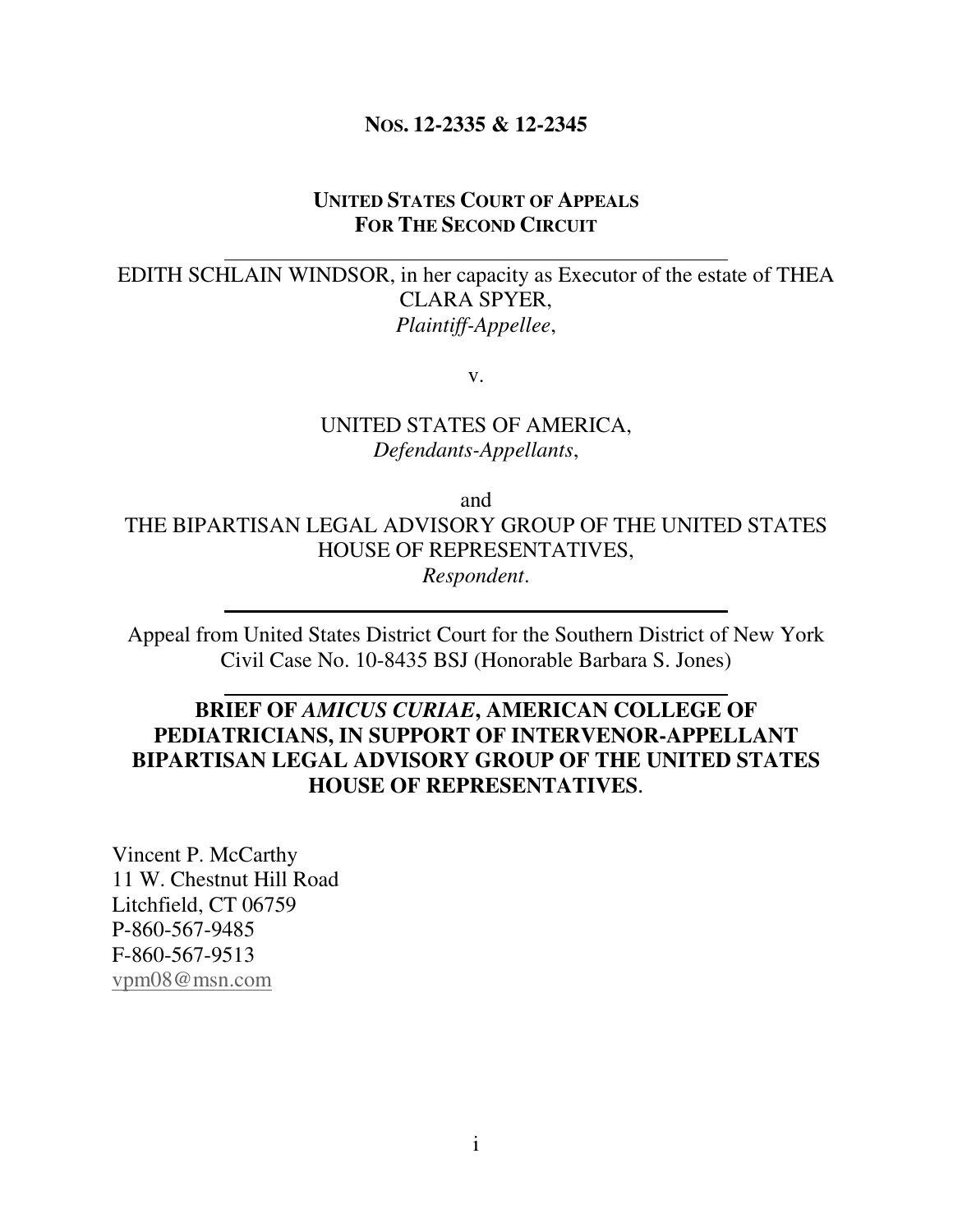**NOS. 12-2335 & 12-2345**

**UNITED STATES COURT OF APPEALS**
**FOR THE SECOND CIRCUIT**

---

EDITH SCHLAIN WINDSOR, in her capacity as Executor of the estate of THEA CLARA SPYER,
*Plaintiff-Appellee*,

v.

UNITED STATES OF AMERICA,
*Defendants-Appellants*,

and
THE BIPARTISAN LEGAL ADVISORY GROUP OF THE UNITED STATES HOUSE OF REPRESENTATIVES,
*Respondent*.

---

Appeal from United States District Court for the Southern District of New York
Civil Case No. 10-8435 BSJ (Honorable Barbara S. Jones)

---

**BRIEF OF *AMICUS CURIAE*, AMERICAN COLLEGE OF PEDIATRICIANS, IN SUPPORT OF INTERVENOR-APPELLANT BIPARTISAN LEGAL ADVISORY GROUP OF THE UNITED STATES HOUSE OF REPRESENTATIVES**.

Vincent P. McCarthy
11 W. Chestnut Hill Road
Litchfield, CT 06759
P-860-567-9485
F-860-567-9513
vpm08@msn.com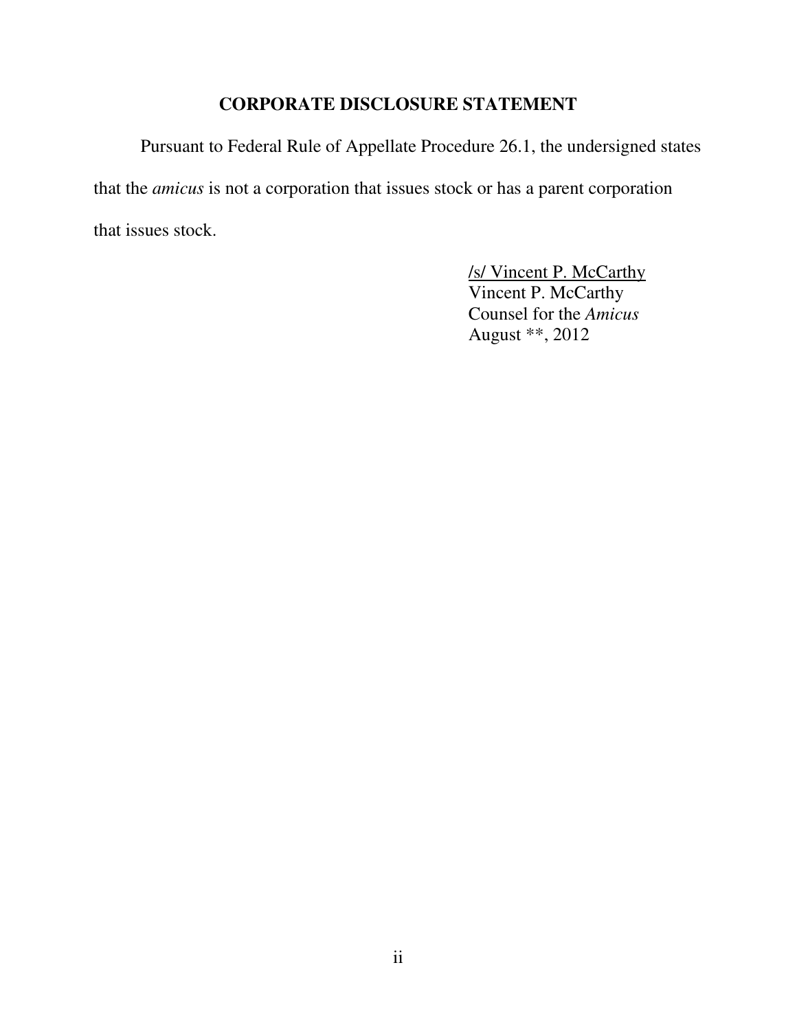# CORPORATE DISCLOSURE STATEMENT

Pursuant to Federal Rule of Appellate Procedure 26.1, the undersigned states that the *amicus* is not a corporation that issues stock or has a parent corporation that issues stock.

/s/ Vincent P. McCarthy
Vincent P. McCarthy
Counsel for the *Amicus*
August **, 2012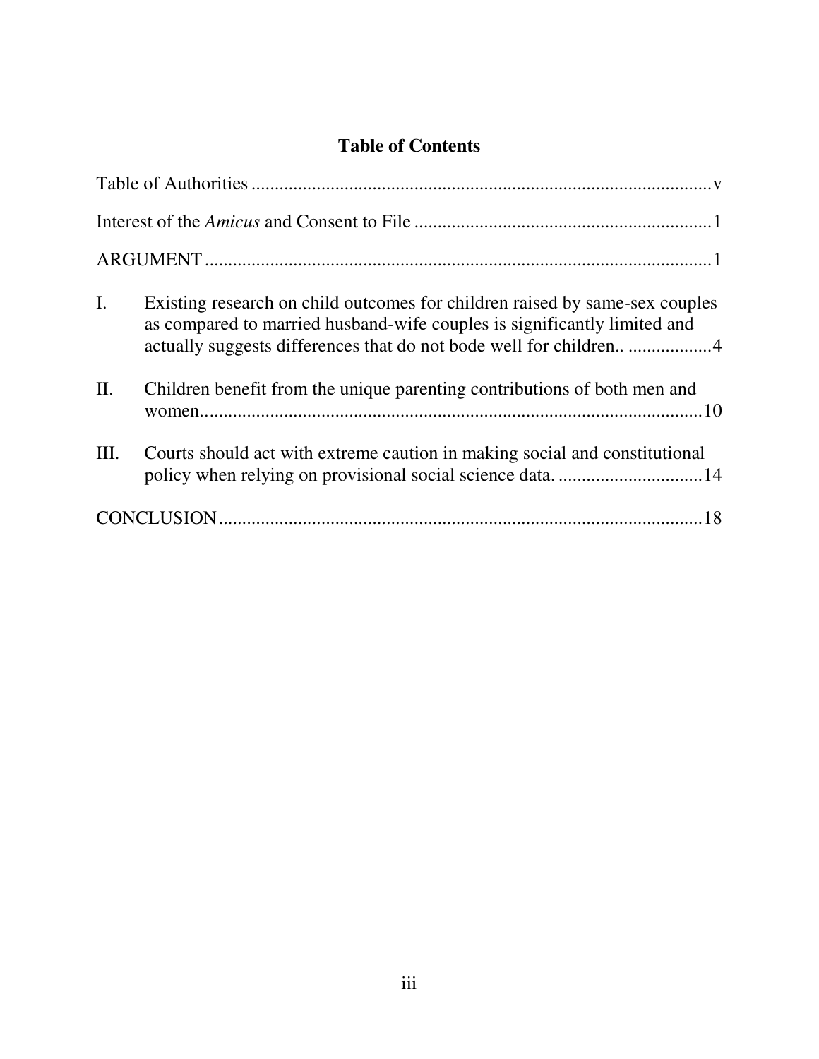# Table of Contents

Table of Authorities .................................................................................................v

Interest of the *Amicus* and Consent to File ...............................................................1

ARGUMENT ...........................................................................................................1

I. Existing research on child outcomes for children raised by same-sex couples as compared to married husband-wife couples is significantly limited and actually suggests differences that do not bode well for children.. ..................4

II. Children benefit from the unique parenting contributions of both men and women...........................................................................................................10

III. Courts should act with extreme caution in making social and constitutional policy when relying on provisional social science data. ...............................14

CONCLUSION .......................................................................................................18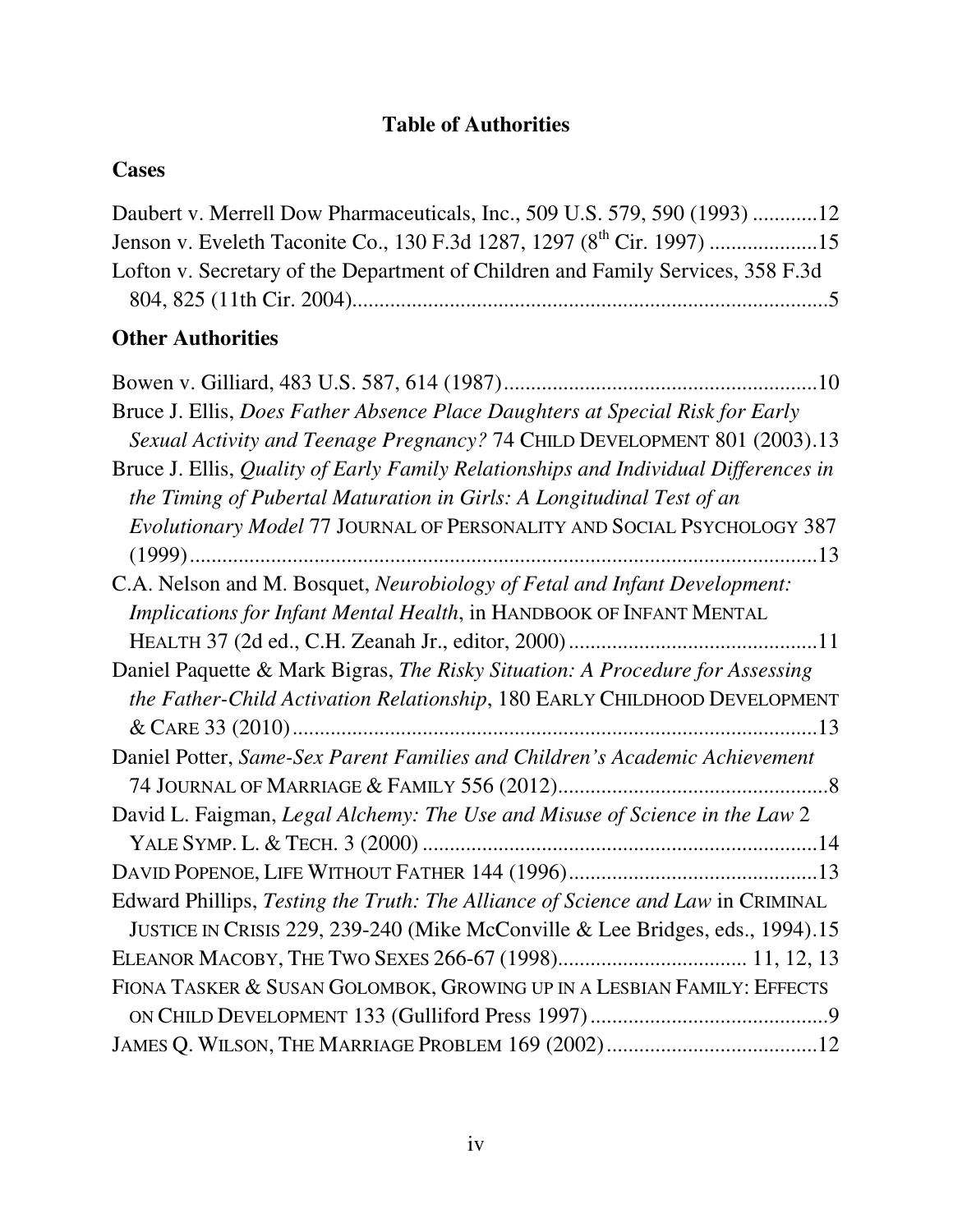# Table of Authorities

## Cases

Daubert v. Merrell Dow Pharmaceuticals, Inc., 509 U.S. 579, 590 (1993) ............12

Jenson v. Eveleth Taconite Co., 130 F.3d 1287, 1297 (8th Cir. 1997) ....................15

Lofton v. Secretary of the Department of Children and Family Services, 358 F.3d 804, 825 (11th Cir. 2004)........................................................................................5

## Other Authorities

Bowen v. Gilliard, 483 U.S. 587, 614 (1987)..........................................................10

Bruce J. Ellis, *Does Father Absence Place Daughters at Special Risk for Early Sexual Activity and Teenage Pregnancy?* 74 CHILD DEVELOPMENT 801 (2003).13

Bruce J. Ellis, *Quality of Early Family Relationships and Individual Differences in the Timing of Pubertal Maturation in Girls: A Longitudinal Test of an Evolutionary Model* 77 JOURNAL OF PERSONALITY AND SOCIAL PSYCHOLOGY 387 (1999)....................................................................................................................13

C.A. Nelson and M. Bosquet, *Neurobiology of Fetal and Infant Development: Implications for Infant Mental Health*, in HANDBOOK OF INFANT MENTAL HEALTH 37 (2d ed., C.H. Zeanah Jr., editor, 2000)..............................................11

Daniel Paquette & Mark Bigras, *The Risky Situation: A Procedure for Assessing the Father-Child Activation Relationship*, 180 EARLY CHILDHOOD DEVELOPMENT & CARE 33 (2010).................................................................................................13

Daniel Potter, *Same-Sex Parent Families and Children's Academic Achievement* 74 JOURNAL OF MARRIAGE & FAMILY 556 (2012)..................................................8

David L. Faigman, *Legal Alchemy: The Use and Misuse of Science in the Law* 2 YALE SYMP. L. & TECH. 3 (2000) .........................................................................14

DAVID POPENOE, LIFE WITHOUT FATHER 144 (1996)..............................................13

Edward Phillips, *Testing the Truth: The Alliance of Science and Law* in CRIMINAL JUSTICE IN CRISIS 229, 239-240 (Mike McConville & Lee Bridges, eds., 1994).15

ELEANOR MACOBY, THE TWO SEXES 266-67 (1998).................................. 11, 12, 13

FIONA TASKER & SUSAN GOLOMBOK, GROWING UP IN A LESBIAN FAMILY: EFFECTS ON CHILD DEVELOPMENT 133 (Gulliford Press 1997)............................................9

JAMES Q. WILSON, THE MARRIAGE PROBLEM 169 (2002).......................................12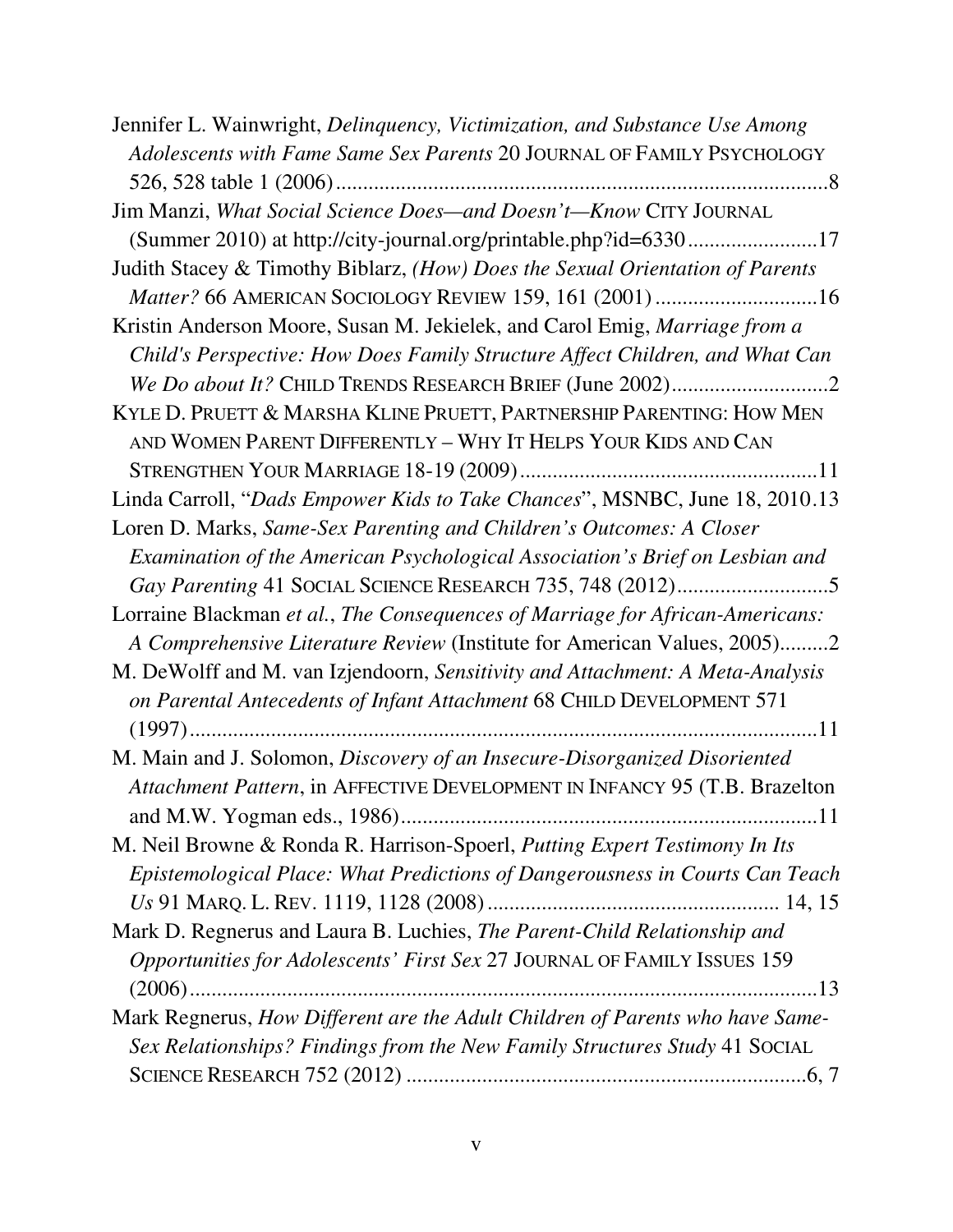Jennifer L. Wainwright, *Delinquency, Victimization, and Substance Use Among Adolescents with Fame Same Sex Parents* 20 JOURNAL OF FAMILY PSYCHOLOGY 526, 528 table 1 (2006)........................................................................................8

Jim Manzi, *What Social Science Does—and Doesn't—Know* CITY JOURNAL (Summer 2010) at http://city-journal.org/printable.php?id=6330........................17

Judith Stacey & Timothy Biblarz, *(How) Does the Sexual Orientation of Parents Matter?* 66 AMERICAN SOCIOLOGY REVIEW 159, 161 (2001) .............................16

Kristin Anderson Moore, Susan M. Jekielek, and Carol Emig, *Marriage from a Child's Perspective: How Does Family Structure Affect Children, and What Can We Do about It?* CHILD TRENDS RESEARCH BRIEF (June 2002)............................2

KYLE D. PRUETT & MARSHA KLINE PRUETT, PARTNERSHIP PARENTING: HOW MEN AND WOMEN PARENT DIFFERENTLY – WHY IT HELPS YOUR KIDS AND CAN STRENGTHEN YOUR MARRIAGE 18-19 (2009)......................................................11

Linda Carroll, "*Dads Empower Kids to Take Chances*", MSNBC, June 18, 2010.13

Loren D. Marks, *Same-Sex Parenting and Children's Outcomes: A Closer Examination of the American Psychological Association's Brief on Lesbian and Gay Parenting* 41 SOCIAL SCIENCE RESEARCH 735, 748 (2012)...........................5

Lorraine Blackman *et al.*, *The Consequences of Marriage for African-Americans: A Comprehensive Literature Review* (Institute for American Values, 2005).........2

M. DeWolff and M. van Izjendoorn, *Sensitivity and Attachment: A Meta-Analysis on Parental Antecedents of Infant Attachment* 68 CHILD DEVELOPMENT 571 (1997).....................................................................................................11

M. Main and J. Solomon, *Discovery of an Insecure-Disorganized Disoriented Attachment Pattern*, in AFFECTIVE DEVELOPMENT IN INFANCY 95 (T.B. Brazelton and M.W. Yogman eds., 1986)............................................................................11

M. Neil Browne & Ronda R. Harrison-Spoerl, *Putting Expert Testimony In Its Epistemological Place: What Predictions of Dangerousness in Courts Can Teach Us* 91 MARQ. L. REV. 1119, 1128 (2008)..................................................... 14, 15

Mark D. Regnerus and Laura B. Luchies, *The Parent-Child Relationship and Opportunities for Adolescents' First Sex* 27 JOURNAL OF FAMILY ISSUES 159 (2006).....................................................................................................13

Mark Regnerus, *How Different are the Adult Children of Parents who have Same-Sex Relationships? Findings from the New Family Structures Study* 41 SOCIAL SCIENCE RESEARCH 752 (2012) .........................................................................6, 7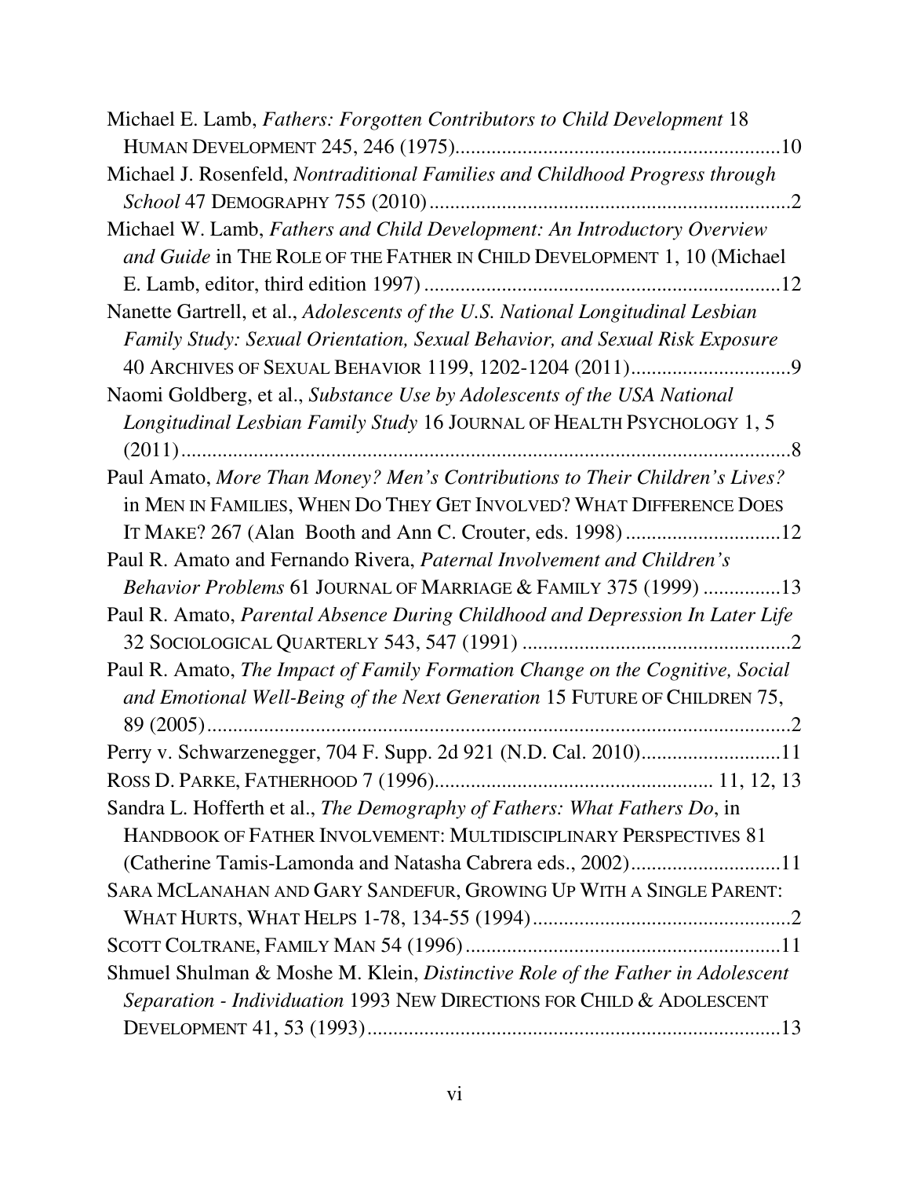Michael E. Lamb, *Fathers: Forgotten Contributors to Child Development* 18 HUMAN DEVELOPMENT 245, 246 (1975)................................................................10

Michael J. Rosenfeld, *Nontraditional Families and Childhood Progress through School* 47 DEMOGRAPHY 755 (2010)......................................................................2

Michael W. Lamb, *Fathers and Child Development: An Introductory Overview and Guide* in THE ROLE OF THE FATHER IN CHILD DEVELOPMENT 1, 10 (Michael E. Lamb, editor, third edition 1997) ......................................................................12

Nanette Gartrell, et al., *Adolescents of the U.S. National Longitudinal Lesbian Family Study: Sexual Orientation, Sexual Behavior, and Sexual Risk Exposure* 40 ARCHIVES OF SEXUAL BEHAVIOR 1199, 1202-1204 (2011)...............................9

Naomi Goldberg, et al., *Substance Use by Adolescents of the USA National Longitudinal Lesbian Family Study* 16 JOURNAL OF HEALTH PSYCHOLOGY 1, 5 (2011).......................................................................................................8

Paul Amato, *More Than Money? Men's Contributions to Their Children's Lives?* in MEN IN FAMILIES, WHEN DO THEY GET INVOLVED? WHAT DIFFERENCE DOES IT MAKE? 267 (Alan Booth and Ann C. Crouter, eds. 1998) ..............................12

Paul R. Amato and Fernando Rivera, *Paternal Involvement and Children's Behavior Problems* 61 JOURNAL OF MARRIAGE & FAMILY 375 (1999) ...............13

Paul R. Amato, *Parental Absence During Childhood and Depression In Later Life* 32 SOCIOLOGICAL QUARTERLY 543, 547 (1991) ....................................................2

Paul R. Amato, *The Impact of Family Formation Change on the Cognitive, Social and Emotional Well-Being of the Next Generation* 15 FUTURE OF CHILDREN 75, 89 (2005).......................................................................................................2

Perry v. Schwarzenegger, 704 F. Supp. 2d 921 (N.D. Cal. 2010)...........................11

ROSS D. PARKE, FATHERHOOD 7 (1996)..................................................... 11, 12, 13

Sandra L. Hofferth et al., *The Demography of Fathers: What Fathers Do*, in HANDBOOK OF FATHER INVOLVEMENT: MULTIDISCIPLINARY PERSPECTIVES 81 (Catherine Tamis-Lamonda and Natasha Cabrera eds., 2002).............................11

SARA MCLANAHAN AND GARY SANDEFUR, GROWING UP WITH A SINGLE PARENT: WHAT HURTS, WHAT HELPS 1-78, 134-55 (1994)..................................................2

SCOTT COLTRANE, FAMILY MAN 54 (1996).............................................................11

Shmuel Shulman & Moshe M. Klein, *Distinctive Role of the Father in Adolescent Separation - Individuation* 1993 NEW DIRECTIONS FOR CHILD & ADOLESCENT DEVELOPMENT 41, 53 (1993)...............................................................................13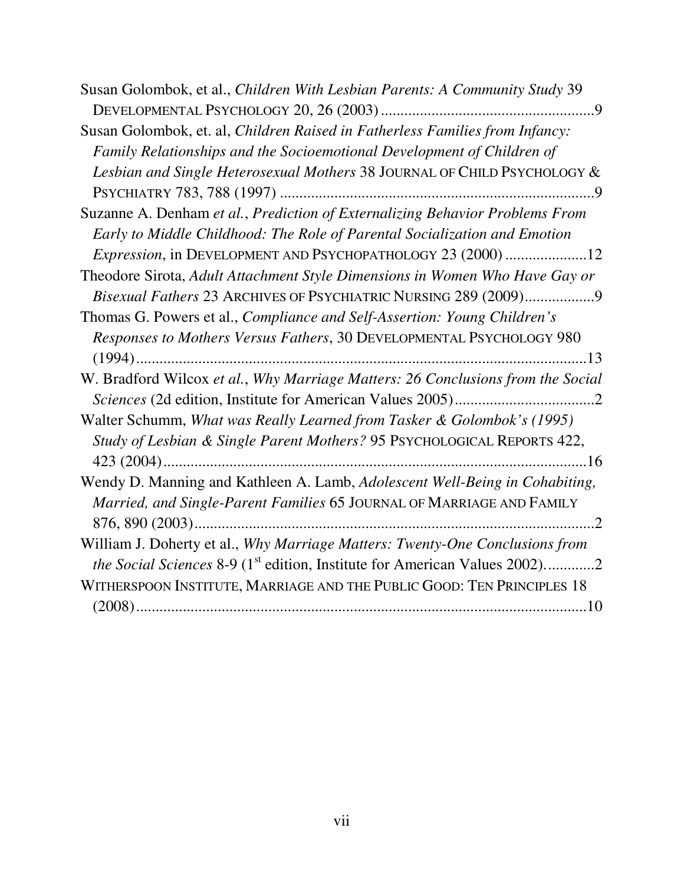Susan Golombok, et al., *Children With Lesbian Parents: A Community Study* 39 DEVELOPMENTAL PSYCHOLOGY 20, 26 (2003) .......................................................9

Susan Golombok, et. al, *Children Raised in Fatherless Families from Infancy: Family Relationships and the Socioemotional Development of Children of Lesbian and Single Heterosexual Mothers* 38 JOURNAL OF CHILD PSYCHOLOGY & PSYCHIATRY 783, 788 (1997) ................................................................................9

Suzanne A. Denham *et al.*, *Prediction of Externalizing Behavior Problems From Early to Middle Childhood: The Role of Parental Socialization and Emotion Expression*, in DEVELOPMENT AND PSYCHOPATHOLOGY 23 (2000) .....................12

Theodore Sirota, *Adult Attachment Style Dimensions in Women Who Have Gay or Bisexual Fathers* 23 ARCHIVES OF PSYCHIATRIC NURSING 289 (2009)..................9

Thomas G. Powers et al., *Compliance and Self-Assertion: Young Children's Responses to Mothers Versus Fathers*, 30 DEVELOPMENTAL PSYCHOLOGY 980 (1994).....................................................................................................................13

W. Bradford Wilcox *et al.*, *Why Marriage Matters: 26 Conclusions from the Social Sciences* (2d edition, Institute for American Values 2005)....................................2

Walter Schumm, *What was Really Learned from Tasker & Golombok's (1995) Study of Lesbian & Single Parent Mothers?* 95 PSYCHOLOGICAL REPORTS 422, 423 (2004)..............................................................................................................16

Wendy D. Manning and Kathleen A. Lamb, *Adolescent Well-Being in Cohabiting, Married, and Single-Parent Families* 65 JOURNAL OF MARRIAGE AND FAMILY 876, 890 (2003)........................................................................................................2

William J. Doherty et al., *Why Marriage Matters: Twenty-One Conclusions from the Social Sciences* 8-9 (1st edition, Institute for American Values 2002).............2

WITHERSPOON INSTITUTE, MARRIAGE AND THE PUBLIC GOOD: TEN PRINCIPLES 18 (2008).....................................................................................................................10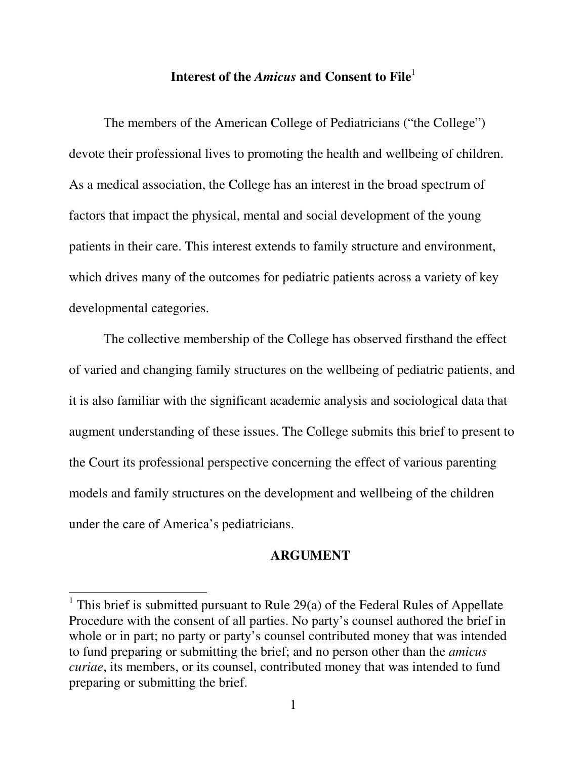## Interest of the *Amicus* and Consent to File[1]

The members of the American College of Pediatricians ("the College") devote their professional lives to promoting the health and wellbeing of children. As a medical association, the College has an interest in the broad spectrum of factors that impact the physical, mental and social development of the young patients in their care. This interest extends to family structure and environment, which drives many of the outcomes for pediatric patients across a variety of key developmental categories.

The collective membership of the College has observed firsthand the effect of varied and changing family structures on the wellbeing of pediatric patients, and it is also familiar with the significant academic analysis and sociological data that augment understanding of these issues. The College submits this brief to present to the Court its professional perspective concerning the effect of various parenting models and family structures on the development and wellbeing of the children under the care of America's pediatricians.

## ARGUMENT

[1] This brief is submitted pursuant to Rule 29(a) of the Federal Rules of Appellate Procedure with the consent of all parties. No party's counsel authored the brief in whole or in part; no party or party's counsel contributed money that was intended to fund preparing or submitting the brief; and no person other than the *amicus curiae*, its members, or its counsel, contributed money that was intended to fund preparing or submitting the brief.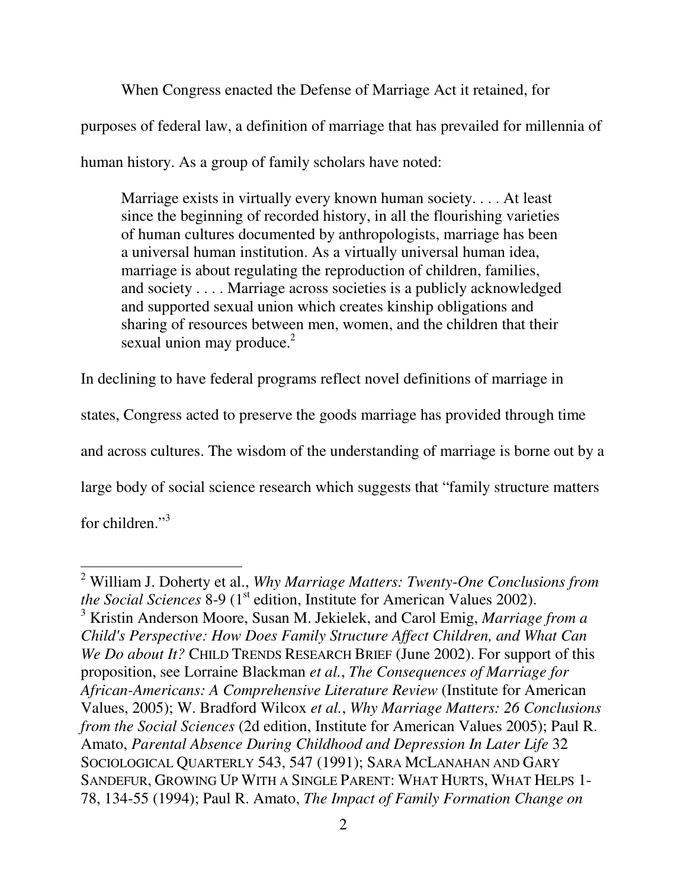When Congress enacted the Defense of Marriage Act it retained, for purposes of federal law, a definition of marriage that has prevailed for millennia of human history. As a group of family scholars have noted:

> Marriage exists in virtually every known human society. . . . At least since the beginning of recorded history, in all the flourishing varieties of human cultures documented by anthropologists, marriage has been a universal human institution. As a virtually universal human idea, marriage is about regulating the reproduction of children, families, and society . . . . Marriage across societies is a publicly acknowledged and supported sexual union which creates kinship obligations and sharing of resources between men, women, and the children that their sexual union may produce.[2]

In declining to have federal programs reflect novel definitions of marriage in states, Congress acted to preserve the goods marriage has provided through time and across cultures. The wisdom of the understanding of marriage is borne out by a large body of social science research which suggests that "family structure matters for children."[3]

---

[2] William J. Doherty et al., *Why Marriage Matters: Twenty-One Conclusions from the Social Sciences* 8-9 (1st edition, Institute for American Values 2002).

[3] Kristin Anderson Moore, Susan M. Jekielek, and Carol Emig, *Marriage from a Child's Perspective: How Does Family Structure Affect Children, and What Can We Do about It?* CHILD TRENDS RESEARCH BRIEF (June 2002). For support of this proposition, see Lorraine Blackman *et al.*, *The Consequences of Marriage for African-Americans: A Comprehensive Literature Review* (Institute for American Values, 2005); W. Bradford Wilcox *et al.*, *Why Marriage Matters: 26 Conclusions from the Social Sciences* (2d edition, Institute for American Values 2005); Paul R. Amato, *Parental Absence During Childhood and Depression In Later Life* 32 SOCIOLOGICAL QUARTERLY 543, 547 (1991); SARA MCLANAHAN AND GARY SANDEFUR, GROWING UP WITH A SINGLE PARENT: WHAT HURTS, WHAT HELPS 1-78, 134-55 (1994); Paul R. Amato, *The Impact of Family Formation Change on*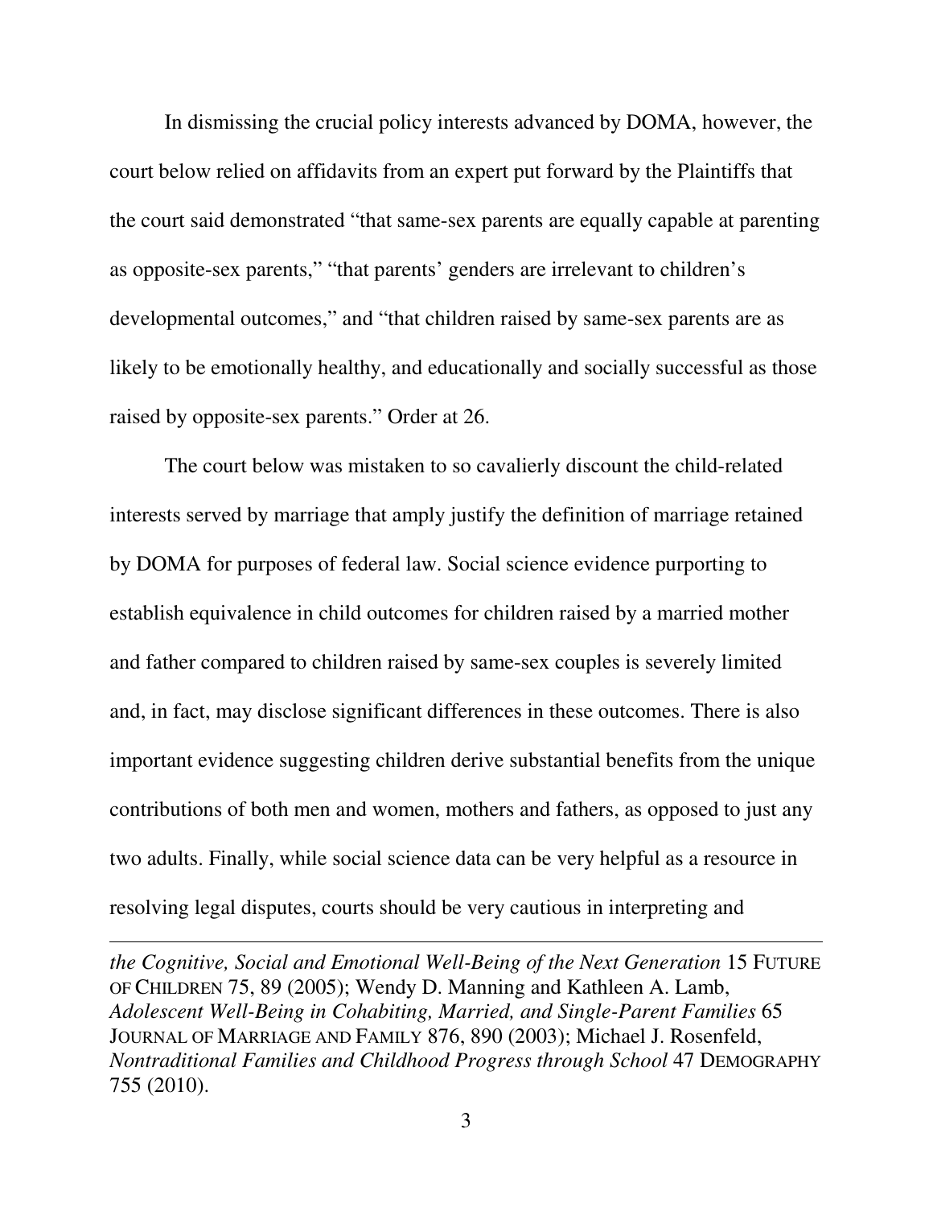In dismissing the crucial policy interests advanced by DOMA, however, the court below relied on affidavits from an expert put forward by the Plaintiffs that the court said demonstrated "that same-sex parents are equally capable at parenting as opposite-sex parents," "that parents' genders are irrelevant to children's developmental outcomes," and "that children raised by same-sex parents are as likely to be emotionally healthy, and educationally and socially successful as those raised by opposite-sex parents." Order at 26.

The court below was mistaken to so cavalierly discount the child-related interests served by marriage that amply justify the definition of marriage retained by DOMA for purposes of federal law. Social science evidence purporting to establish equivalence in child outcomes for children raised by a married mother and father compared to children raised by same-sex couples is severely limited and, in fact, may disclose significant differences in these outcomes. There is also important evidence suggesting children derive substantial benefits from the unique contributions of both men and women, mothers and fathers, as opposed to just any two adults. Finally, while social science data can be very helpful as a resource in resolving legal disputes, courts should be very cautious in interpreting and

---

*the Cognitive, Social and Emotional Well-Being of the Next Generation* 15 FUTURE OF CHILDREN 75, 89 (2005); Wendy D. Manning and Kathleen A. Lamb, *Adolescent Well-Being in Cohabiting, Married, and Single-Parent Families* 65 JOURNAL OF MARRIAGE AND FAMILY 876, 890 (2003); Michael J. Rosenfeld, *Nontraditional Families and Childhood Progress through School* 47 DEMOGRAPHY 755 (2010).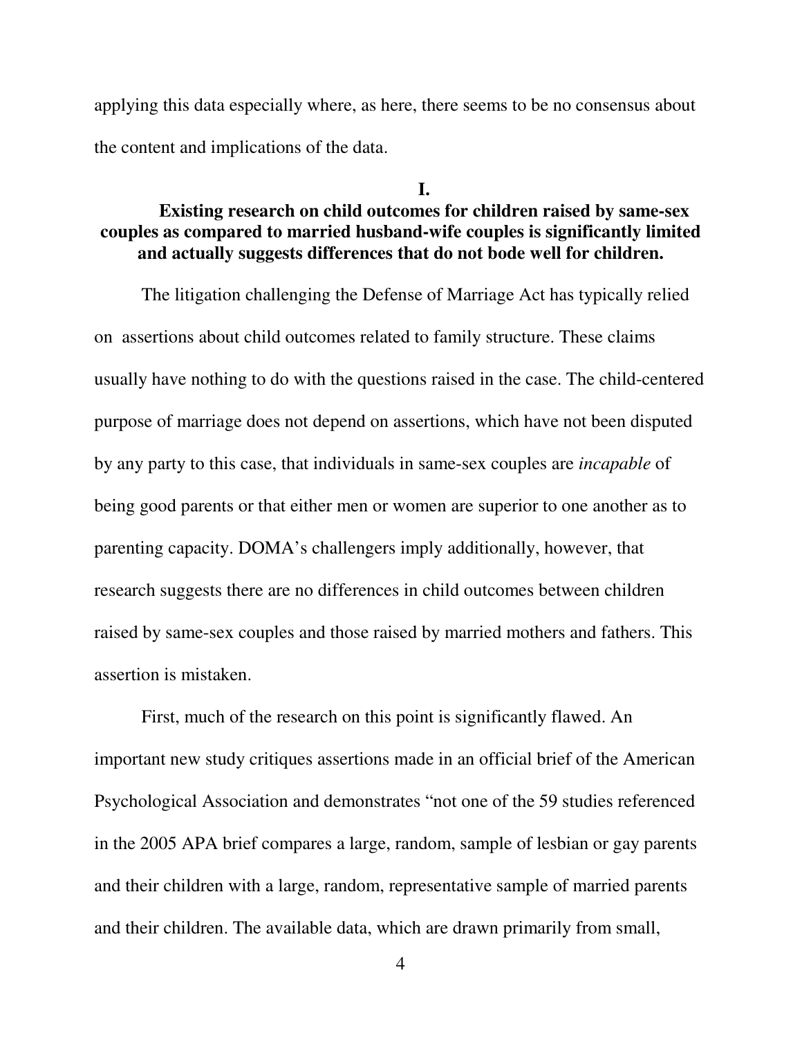applying this data especially where, as here, there seems to be no consensus about the content and implications of the data.

## I.

## Existing research on child outcomes for children raised by same-sex couples as compared to married husband-wife couples is significantly limited and actually suggests differences that do not bode well for children.

The litigation challenging the Defense of Marriage Act has typically relied on assertions about child outcomes related to family structure. These claims usually have nothing to do with the questions raised in the case. The child-centered purpose of marriage does not depend on assertions, which have not been disputed by any party to this case, that individuals in same-sex couples are *incapable* of being good parents or that either men or women are superior to one another as to parenting capacity. DOMA's challengers imply additionally, however, that research suggests there are no differences in child outcomes between children raised by same-sex couples and those raised by married mothers and fathers. This assertion is mistaken.

First, much of the research on this point is significantly flawed. An important new study critiques assertions made in an official brief of the American Psychological Association and demonstrates "not one of the 59 studies referenced in the 2005 APA brief compares a large, random, sample of lesbian or gay parents and their children with a large, random, representative sample of married parents and their children. The available data, which are drawn primarily from small,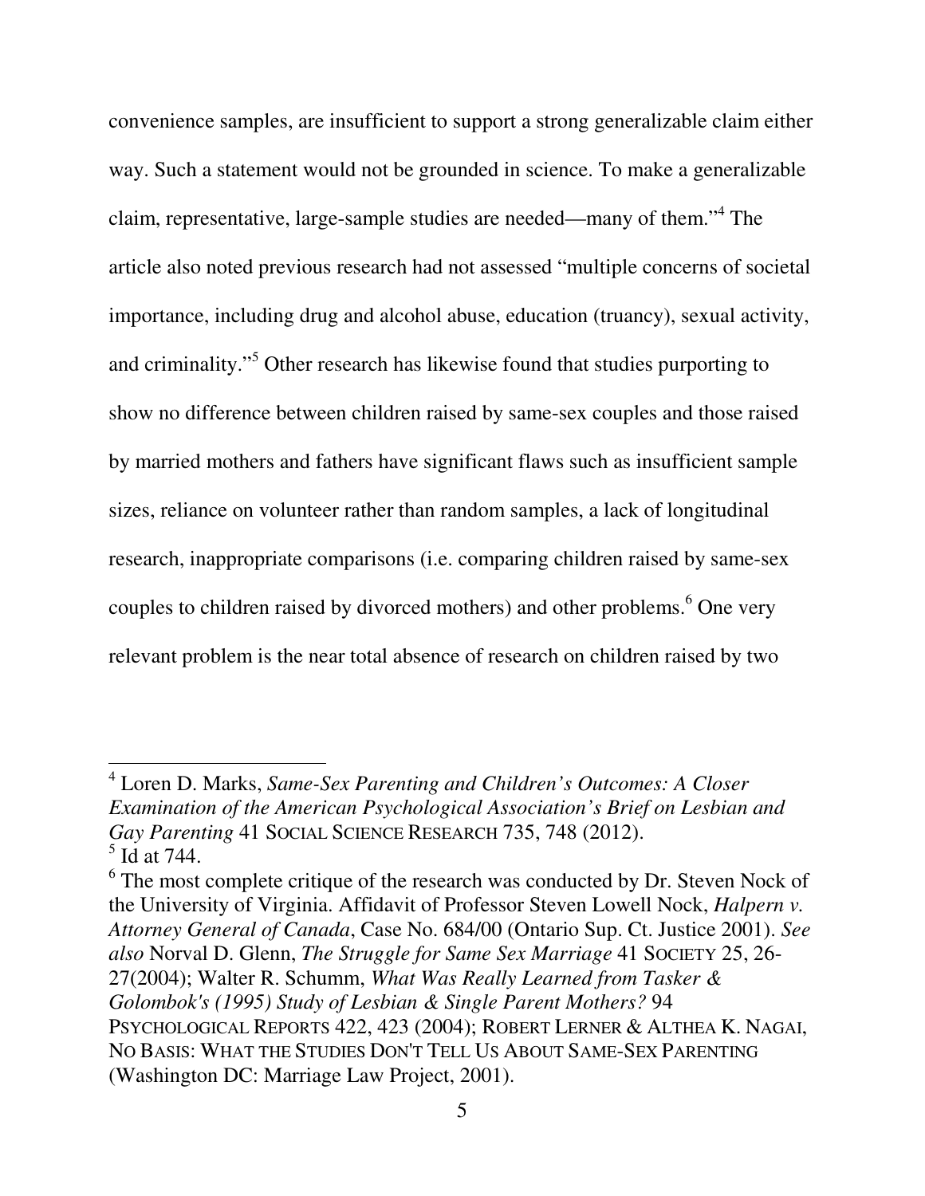convenience samples, are insufficient to support a strong generalizable claim either way. Such a statement would not be grounded in science. To make a generalizable claim, representative, large-sample studies are needed—many of them."[4] The article also noted previous research had not assessed "multiple concerns of societal importance, including drug and alcohol abuse, education (truancy), sexual activity, and criminality."[5] Other research has likewise found that studies purporting to show no difference between children raised by same-sex couples and those raised by married mothers and fathers have significant flaws such as insufficient sample sizes, reliance on volunteer rather than random samples, a lack of longitudinal research, inappropriate comparisons (i.e. comparing children raised by same-sex couples to children raised by divorced mothers) and other problems.[6] One very relevant problem is the near total absence of research on children raised by two

---

[4] Loren D. Marks, *Same-Sex Parenting and Children's Outcomes: A Closer Examination of the American Psychological Association's Brief on Lesbian and Gay Parenting* 41 SOCIAL SCIENCE RESEARCH 735, 748 (2012).

[5] Id at 744.

[6] The most complete critique of the research was conducted by Dr. Steven Nock of the University of Virginia. Affidavit of Professor Steven Lowell Nock, *Halpern v. Attorney General of Canada*, Case No. 684/00 (Ontario Sup. Ct. Justice 2001). *See also* Norval D. Glenn, *The Struggle for Same Sex Marriage* 41 SOCIETY 25, 26-27(2004); Walter R. Schumm, *What Was Really Learned from Tasker & Golombok's (1995) Study of Lesbian & Single Parent Mothers?* 94 PSYCHOLOGICAL REPORTS 422, 423 (2004); ROBERT LERNER & ALTHEA K. NAGAI, NO BASIS: WHAT THE STUDIES DON'T TELL US ABOUT SAME-SEX PARENTING (Washington DC: Marriage Law Project, 2001).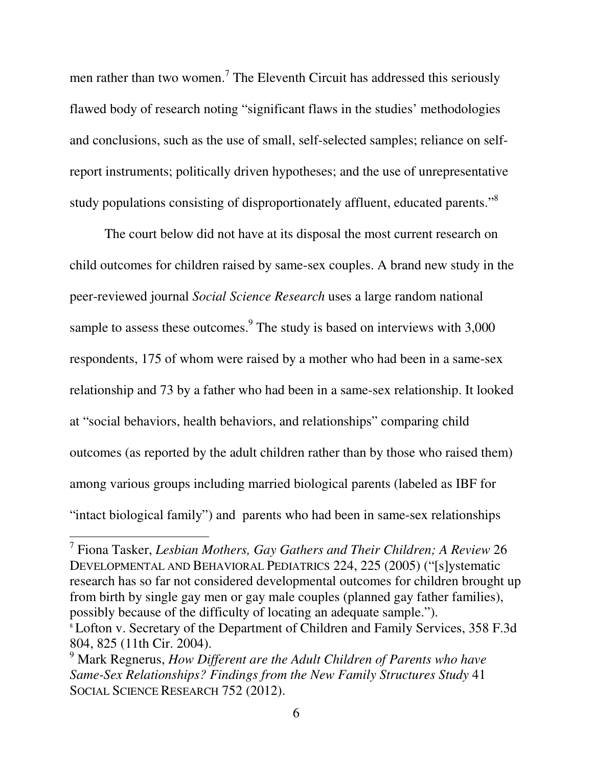men rather than two women.[7] The Eleventh Circuit has addressed this seriously flawed body of research noting "significant flaws in the studies' methodologies and conclusions, such as the use of small, self-selected samples; reliance on self-report instruments; politically driven hypotheses; and the use of unrepresentative study populations consisting of disproportionately affluent, educated parents."[8]

The court below did not have at its disposal the most current research on child outcomes for children raised by same-sex couples. A brand new study in the peer-reviewed journal *Social Science Research* uses a large random national sample to assess these outcomes.[9] The study is based on interviews with 3,000 respondents, 175 of whom were raised by a mother who had been in a same-sex relationship and 73 by a father who had been in a same-sex relationship. It looked at "social behaviors, health behaviors, and relationships" comparing child outcomes (as reported by the adult children rather than by those who raised them) among various groups including married biological parents (labeled as IBF for "intact biological family") and parents who had been in same-sex relationships

---

[7] Fiona Tasker, *Lesbian Mothers, Gay Gathers and Their Children; A Review* 26 DEVELOPMENTAL AND BEHAVIORAL PEDIATRICS 224, 225 (2005) ("[s]ystematic research has so far not considered developmental outcomes for children brought up from birth by single gay men or gay male couples (planned gay father families), possibly because of the difficulty of locating an adequate sample.").

[8] Lofton v. Secretary of the Department of Children and Family Services, 358 F.3d 804, 825 (11th Cir. 2004).

[9] Mark Regnerus, *How Different are the Adult Children of Parents who have Same-Sex Relationships? Findings from the New Family Structures Study* 41 SOCIAL SCIENCE RESEARCH 752 (2012).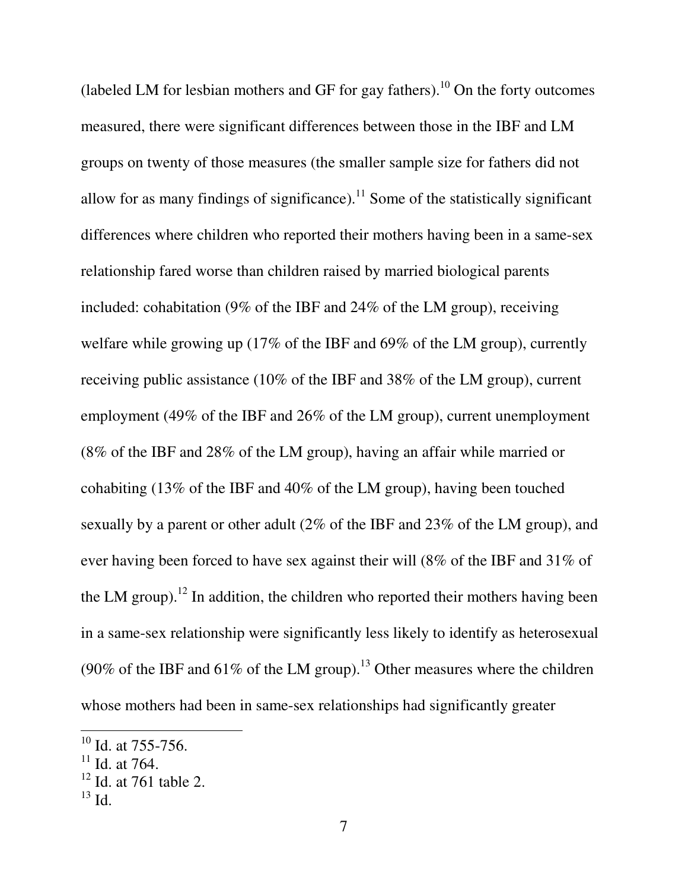(labeled LM for lesbian mothers and GF for gay fathers).[10] On the forty outcomes measured, there were significant differences between those in the IBF and LM groups on twenty of those measures (the smaller sample size for fathers did not allow for as many findings of significance).[11] Some of the statistically significant differences where children who reported their mothers having been in a same-sex relationship fared worse than children raised by married biological parents included: cohabitation (9% of the IBF and 24% of the LM group), receiving welfare while growing up (17% of the IBF and 69% of the LM group), currently receiving public assistance (10% of the IBF and 38% of the LM group), current employment (49% of the IBF and 26% of the LM group), current unemployment (8% of the IBF and 28% of the LM group), having an affair while married or cohabiting (13% of the IBF and 40% of the LM group), having been touched sexually by a parent or other adult (2% of the IBF and 23% of the LM group), and ever having been forced to have sex against their will (8% of the IBF and 31% of the LM group).[12] In addition, the children who reported their mothers having been in a same-sex relationship were significantly less likely to identify as heterosexual (90% of the IBF and 61% of the LM group).[13] Other measures where the children whose mothers had been in same-sex relationships had significantly greater

---

[10] Id. at 755-756.
[11] Id. at 764.
[12] Id. at 761 table 2.
[13] Id.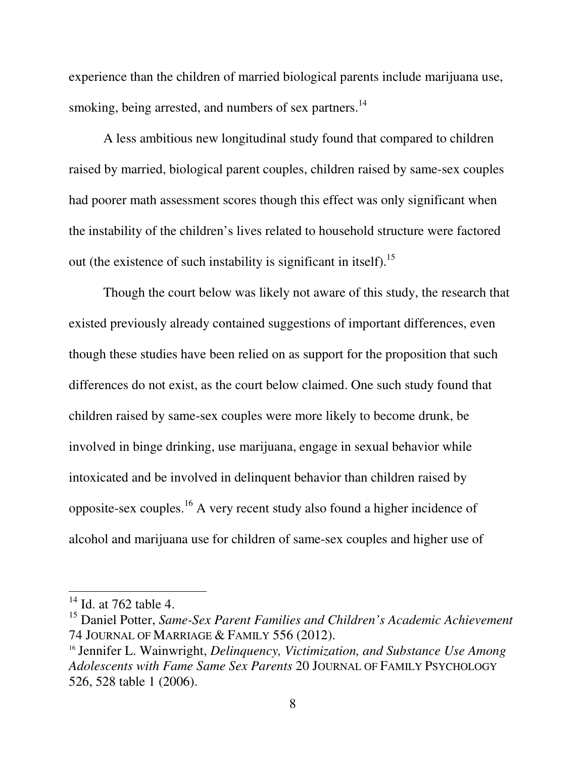experience than the children of married biological parents include marijuana use, smoking, being arrested, and numbers of sex partners.[14]

A less ambitious new longitudinal study found that compared to children raised by married, biological parent couples, children raised by same-sex couples had poorer math assessment scores though this effect was only significant when the instability of the children's lives related to household structure were factored out (the existence of such instability is significant in itself).[15]

Though the court below was likely not aware of this study, the research that existed previously already contained suggestions of important differences, even though these studies have been relied on as support for the proposition that such differences do not exist, as the court below claimed. One such study found that children raised by same-sex couples were more likely to become drunk, be involved in binge drinking, use marijuana, engage in sexual behavior while intoxicated and be involved in delinquent behavior than children raised by opposite-sex couples.[16] A very recent study also found a higher incidence of alcohol and marijuana use for children of same-sex couples and higher use of

---

[14] Id. at 762 table 4.

[15] Daniel Potter, *Same-Sex Parent Families and Children's Academic Achievement* 74 JOURNAL OF MARRIAGE & FAMILY 556 (2012).

[16] Jennifer L. Wainwright, *Delinquency, Victimization, and Substance Use Among Adolescents with Fame Same Sex Parents* 20 JOURNAL OF FAMILY PSYCHOLOGY 526, 528 table 1 (2006).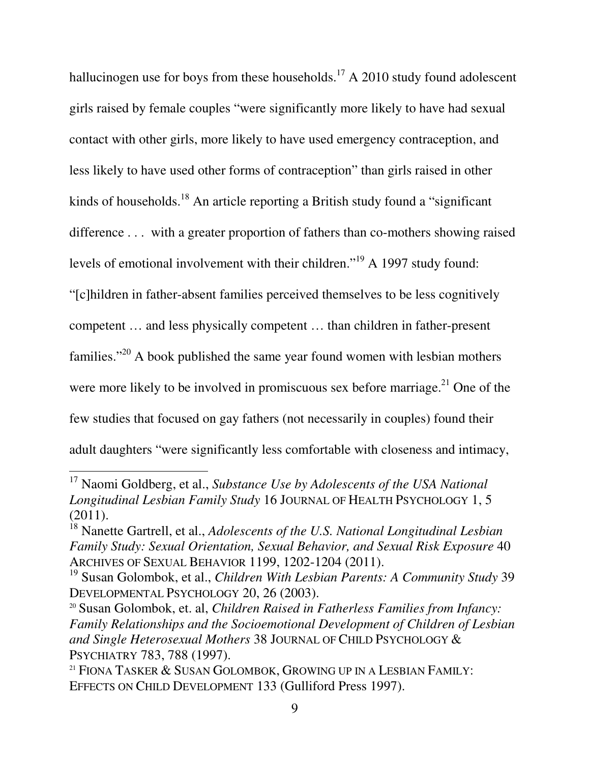hallucinogen use for boys from these households.[17] A 2010 study found adolescent girls raised by female couples "were significantly more likely to have had sexual contact with other girls, more likely to have used emergency contraception, and less likely to have used other forms of contraception" than girls raised in other kinds of households.[18] An article reporting a British study found a "significant difference . . . with a greater proportion of fathers than co-mothers showing raised levels of emotional involvement with their children."[19] A 1997 study found: "[c]hildren in father-absent families perceived themselves to be less cognitively competent … and less physically competent … than children in father-present families."[20] A book published the same year found women with lesbian mothers were more likely to be involved in promiscuous sex before marriage.[21] One of the few studies that focused on gay fathers (not necessarily in couples) found their adult daughters "were significantly less comfortable with closeness and intimacy,

---

[17] Naomi Goldberg, et al., *Substance Use by Adolescents of the USA National Longitudinal Lesbian Family Study* 16 JOURNAL OF HEALTH PSYCHOLOGY 1, 5 (2011).

[18] Nanette Gartrell, et al., *Adolescents of the U.S. National Longitudinal Lesbian Family Study: Sexual Orientation, Sexual Behavior, and Sexual Risk Exposure* 40 ARCHIVES OF SEXUAL BEHAVIOR 1199, 1202-1204 (2011).

[19] Susan Golombok, et al., *Children With Lesbian Parents: A Community Study* 39 DEVELOPMENTAL PSYCHOLOGY 20, 26 (2003).

[20] Susan Golombok, et. al, *Children Raised in Fatherless Families from Infancy: Family Relationships and the Socioemotional Development of Children of Lesbian and Single Heterosexual Mothers* 38 JOURNAL OF CHILD PSYCHOLOGY & PSYCHIATRY 783, 788 (1997).

[21] FIONA TASKER & SUSAN GOLOMBOK, GROWING UP IN A LESBIAN FAMILY: EFFECTS ON CHILD DEVELOPMENT 133 (Gulliford Press 1997).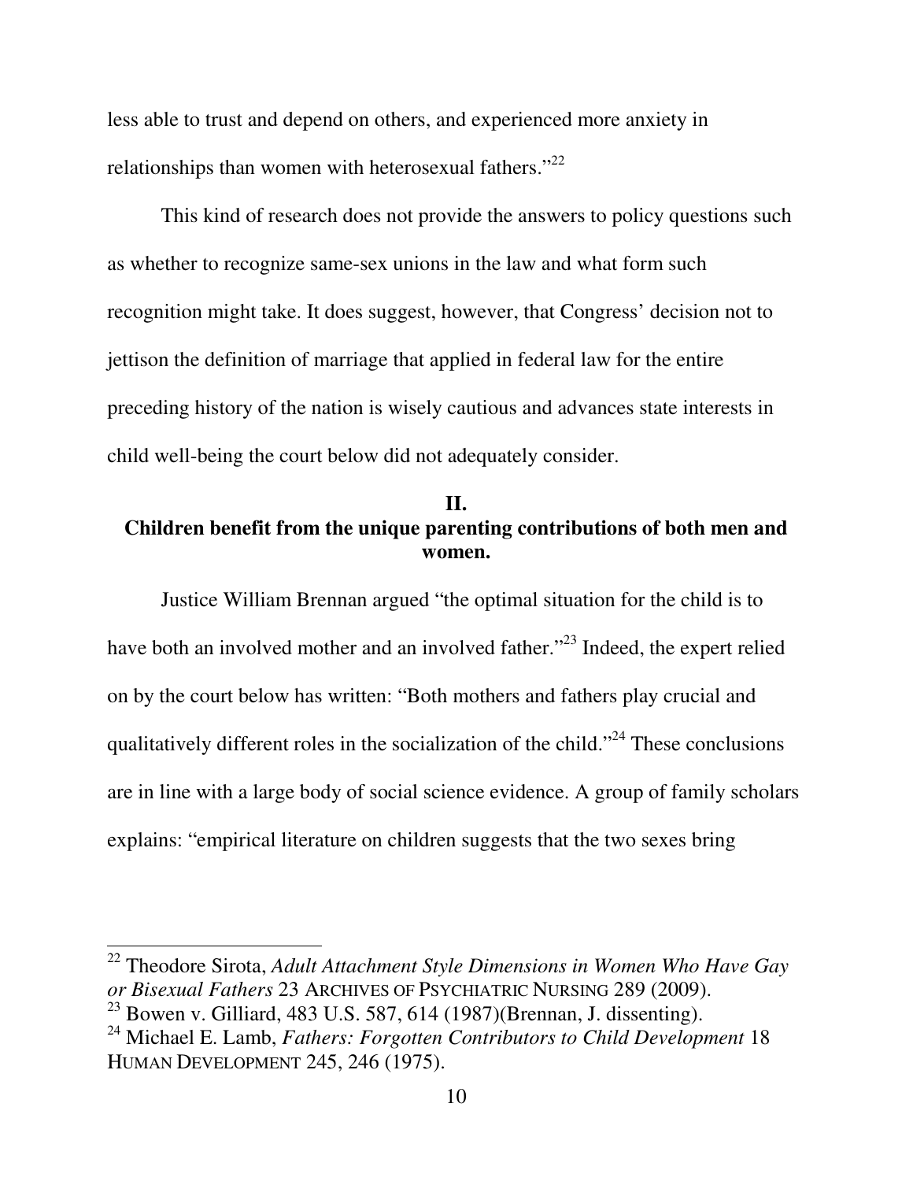less able to trust and depend on others, and experienced more anxiety in relationships than women with heterosexual fathers."[22]

This kind of research does not provide the answers to policy questions such as whether to recognize same-sex unions in the law and what form such recognition might take. It does suggest, however, that Congress' decision not to jettison the definition of marriage that applied in federal law for the entire preceding history of the nation is wisely cautious and advances state interests in child well-being the court below did not adequately consider.

## II.
## Children benefit from the unique parenting contributions of both men and women.

Justice William Brennan argued "the optimal situation for the child is to have both an involved mother and an involved father."[23] Indeed, the expert relied on by the court below has written: "Both mothers and fathers play crucial and qualitatively different roles in the socialization of the child."[24] These conclusions are in line with a large body of social science evidence. A group of family scholars explains: "empirical literature on children suggests that the two sexes bring

---

[22] Theodore Sirota, *Adult Attachment Style Dimensions in Women Who Have Gay or Bisexual Fathers* 23 ARCHIVES OF PSYCHIATRIC NURSING 289 (2009).

[23] Bowen v. Gilliard, 483 U.S. 587, 614 (1987)(Brennan, J. dissenting).

[24] Michael E. Lamb, *Fathers: Forgotten Contributors to Child Development* 18 HUMAN DEVELOPMENT 245, 246 (1975).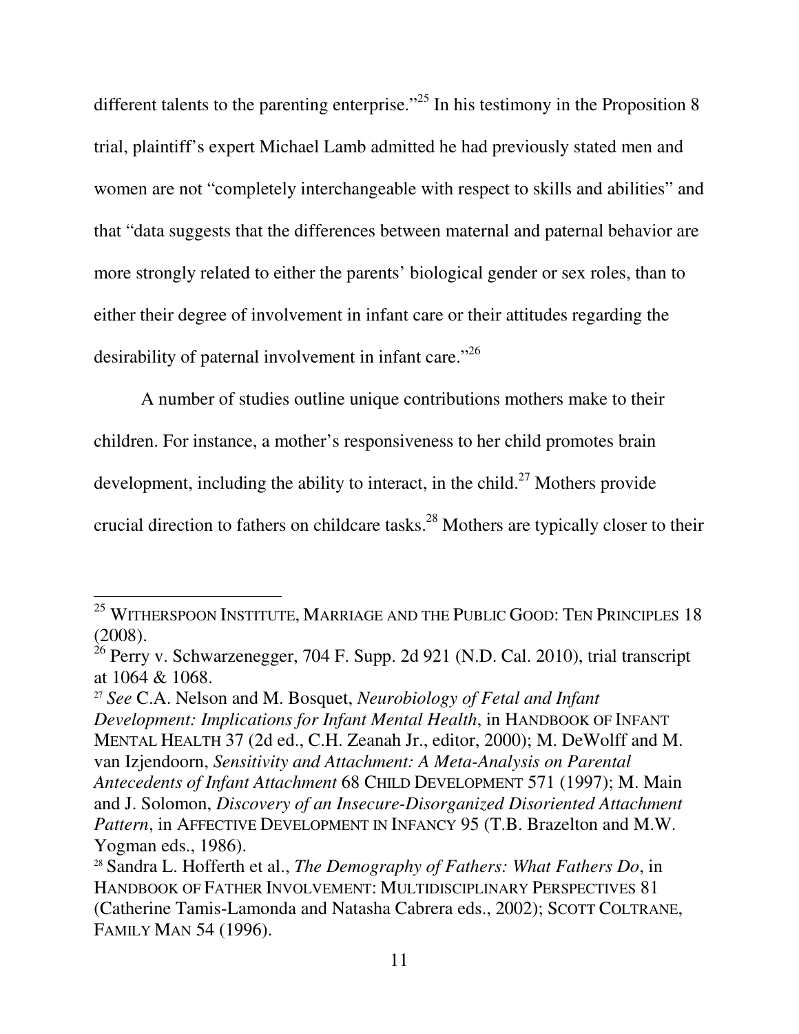different talents to the parenting enterprise."[25] In his testimony in the Proposition 8 trial, plaintiff's expert Michael Lamb admitted he had previously stated men and women are not "completely interchangeable with respect to skills and abilities" and that "data suggests that the differences between maternal and paternal behavior are more strongly related to either the parents' biological gender or sex roles, than to either their degree of involvement in infant care or their attitudes regarding the desirability of paternal involvement in infant care."[26]

A number of studies outline unique contributions mothers make to their children. For instance, a mother's responsiveness to her child promotes brain development, including the ability to interact, in the child.[27] Mothers provide crucial direction to fathers on childcare tasks.[28] Mothers are typically closer to their

---

[25] WITHERSPOON INSTITUTE, MARRIAGE AND THE PUBLIC GOOD: TEN PRINCIPLES 18 (2008).

[26] Perry v. Schwarzenegger, 704 F. Supp. 2d 921 (N.D. Cal. 2010), trial transcript at 1064 & 1068.

[27] *See* C.A. Nelson and M. Bosquet, *Neurobiology of Fetal and Infant Development: Implications for Infant Mental Health*, in HANDBOOK OF INFANT MENTAL HEALTH 37 (2d ed., C.H. Zeanah Jr., editor, 2000); M. DeWolff and M. van Izjendoorn, *Sensitivity and Attachment: A Meta-Analysis on Parental Antecedents of Infant Attachment* 68 CHILD DEVELOPMENT 571 (1997); M. Main and J. Solomon, *Discovery of an Insecure-Disorganized Disoriented Attachment Pattern*, in AFFECTIVE DEVELOPMENT IN INFANCY 95 (T.B. Brazelton and M.W. Yogman eds., 1986).

[28] Sandra L. Hofferth et al., *The Demography of Fathers: What Fathers Do*, in HANDBOOK OF FATHER INVOLVEMENT: MULTIDISCIPLINARY PERSPECTIVES 81 (Catherine Tamis-Lamonda and Natasha Cabrera eds., 2002); SCOTT COLTRANE, FAMILY MAN 54 (1996).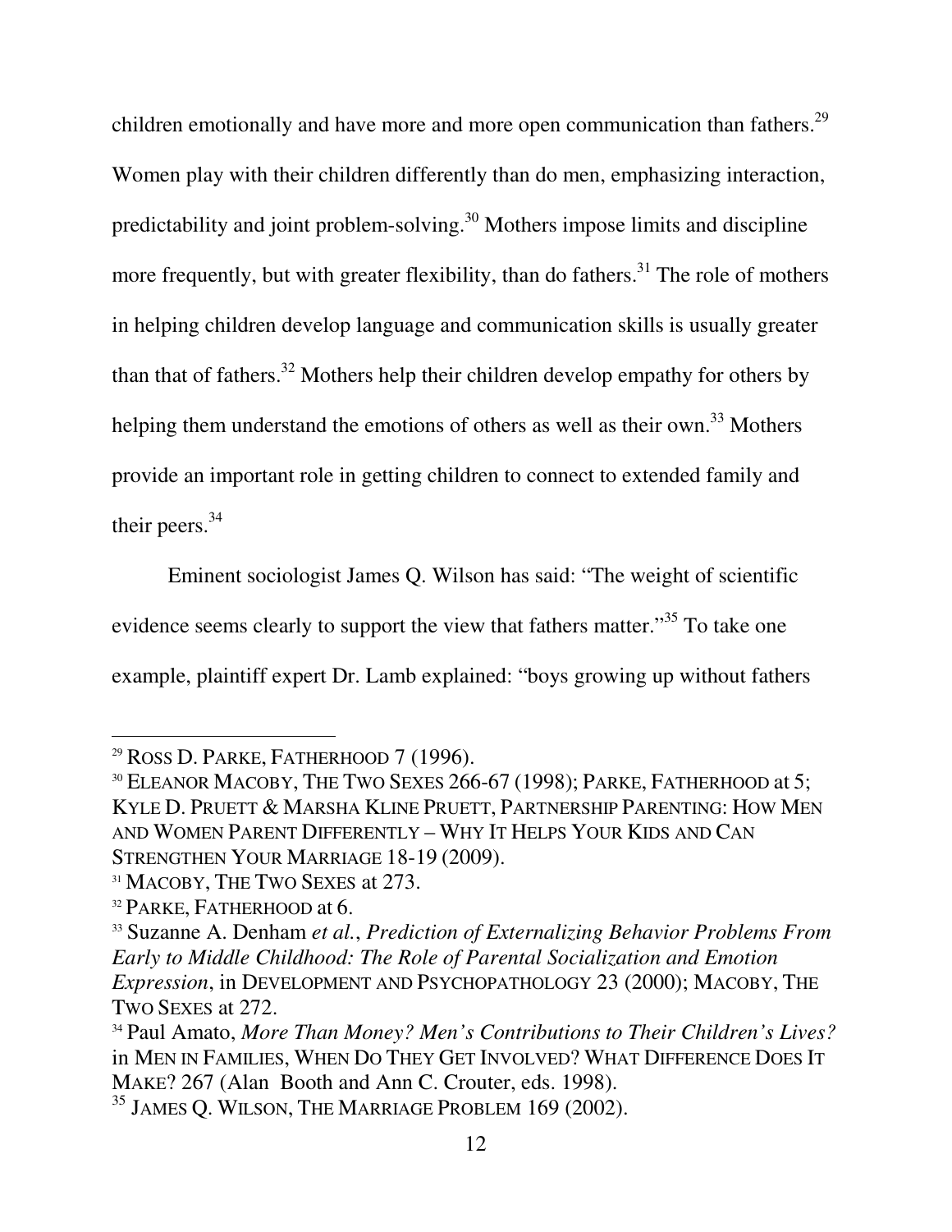children emotionally and have more and more open communication than fathers.[29] Women play with their children differently than do men, emphasizing interaction, predictability and joint problem-solving.[30] Mothers impose limits and discipline more frequently, but with greater flexibility, than do fathers.[31] The role of mothers in helping children develop language and communication skills is usually greater than that of fathers.[32] Mothers help their children develop empathy for others by helping them understand the emotions of others as well as their own.[33] Mothers provide an important role in getting children to connect to extended family and their peers.[34]

Eminent sociologist James Q. Wilson has said: "The weight of scientific evidence seems clearly to support the view that fathers matter."[35] To take one example, plaintiff expert Dr. Lamb explained: "boys growing up without fathers

---

[29] ROSS D. PARKE, FATHERHOOD 7 (1996).

[30] ELEANOR MACOBY, THE TWO SEXES 266-67 (1998); PARKE, FATHERHOOD at 5; KYLE D. PRUETT & MARSHA KLINE PRUETT, PARTNERSHIP PARENTING: HOW MEN AND WOMEN PARENT DIFFERENTLY – WHY IT HELPS YOUR KIDS AND CAN STRENGTHEN YOUR MARRIAGE 18-19 (2009).

[31] MACOBY, THE TWO SEXES at 273.

[32] PARKE, FATHERHOOD at 6.

[33] Suzanne A. Denham *et al.*, *Prediction of Externalizing Behavior Problems From Early to Middle Childhood: The Role of Parental Socialization and Emotion Expression*, in DEVELOPMENT AND PSYCHOPATHOLOGY 23 (2000); MACOBY, THE TWO SEXES at 272.

[34] Paul Amato, *More Than Money? Men's Contributions to Their Children's Lives?* in MEN IN FAMILIES, WHEN DO THEY GET INVOLVED? WHAT DIFFERENCE DOES IT MAKE? 267 (Alan Booth and Ann C. Crouter, eds. 1998).

[35] JAMES Q. WILSON, THE MARRIAGE PROBLEM 169 (2002).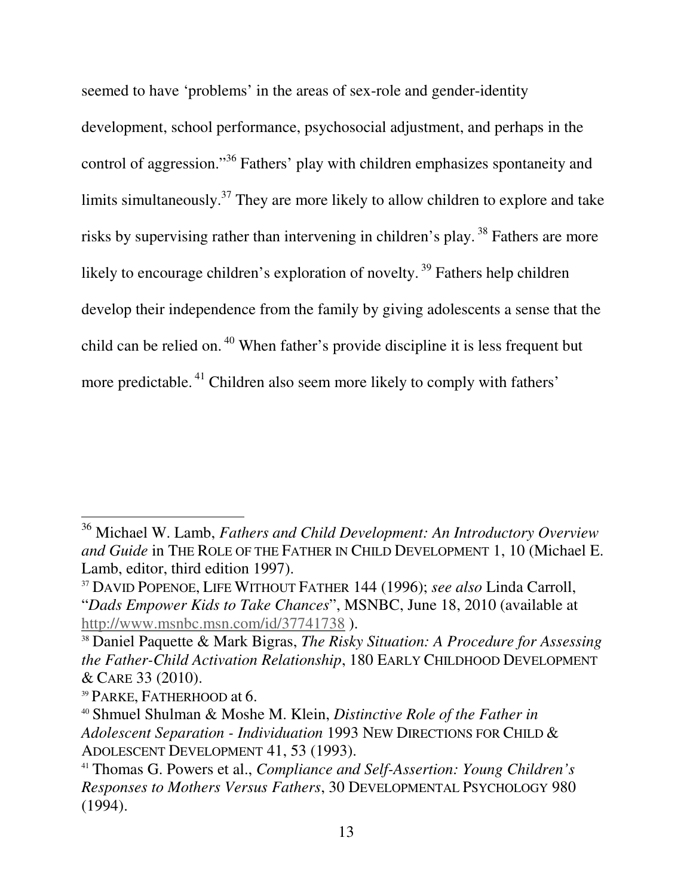seemed to have 'problems' in the areas of sex-role and gender-identity development, school performance, psychosocial adjustment, and perhaps in the control of aggression."[36] Fathers' play with children emphasizes spontaneity and limits simultaneously.[37] They are more likely to allow children to explore and take risks by supervising rather than intervening in children's play.[38] Fathers are more likely to encourage children's exploration of novelty.[39] Fathers help children develop their independence from the family by giving adolescents a sense that the child can be relied on.[40] When father's provide discipline it is less frequent but more predictable.[41] Children also seem more likely to comply with fathers'

---

[36] Michael W. Lamb, *Fathers and Child Development: An Introductory Overview and Guide* in THE ROLE OF THE FATHER IN CHILD DEVELOPMENT 1, 10 (Michael E. Lamb, editor, third edition 1997).

[37] DAVID POPENOE, LIFE WITHOUT FATHER 144 (1996); *see also* Linda Carroll, "*Dads Empower Kids to Take Chances*", MSNBC, June 18, 2010 (available at http://www.msnbc.msn.com/id/37741738 ).

[38] Daniel Paquette & Mark Bigras, *The Risky Situation: A Procedure for Assessing the Father-Child Activation Relationship*, 180 EARLY CHILDHOOD DEVELOPMENT & CARE 33 (2010).

[39] PARKE, FATHERHOOD at 6.

[40] Shmuel Shulman & Moshe M. Klein, *Distinctive Role of the Father in Adolescent Separation - Individuation* 1993 NEW DIRECTIONS FOR CHILD & ADOLESCENT DEVELOPMENT 41, 53 (1993).

[41] Thomas G. Powers et al., *Compliance and Self-Assertion: Young Children's Responses to Mothers Versus Fathers*, 30 DEVELOPMENTAL PSYCHOLOGY 980 (1994).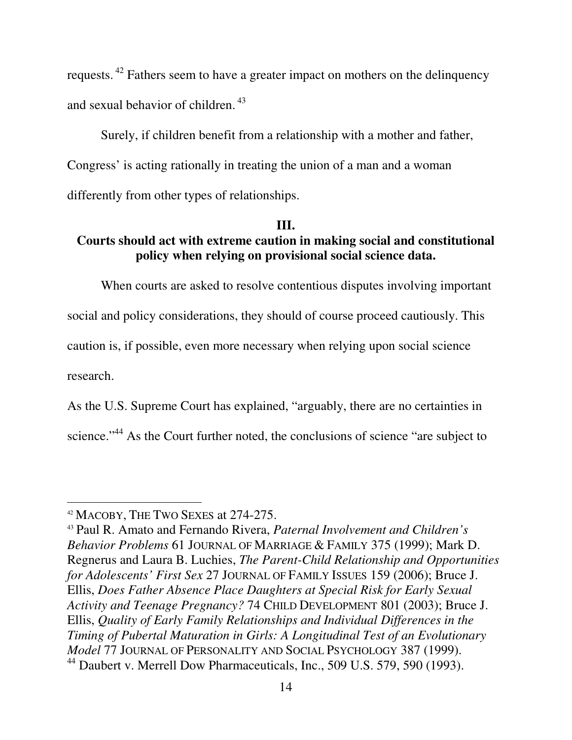requests.[42] Fathers seem to have a greater impact on mothers on the delinquency and sexual behavior of children.[43]

Surely, if children benefit from a relationship with a mother and father, Congress' is acting rationally in treating the union of a man and a woman differently from other types of relationships.

## III.
## Courts should act with extreme caution in making social and constitutional policy when relying on provisional social science data.

When courts are asked to resolve contentious disputes involving important social and policy considerations, they should of course proceed cautiously. This caution is, if possible, even more necessary when relying upon social science research.

As the U.S. Supreme Court has explained, "arguably, there are no certainties in science."[44] As the Court further noted, the conclusions of science "are subject to

---

[42] MACOBY, THE TWO SEXES at 274-275.

[43] Paul R. Amato and Fernando Rivera, *Paternal Involvement and Children's Behavior Problems* 61 JOURNAL OF MARRIAGE & FAMILY 375 (1999); Mark D. Regnerus and Laura B. Luchies, *The Parent-Child Relationship and Opportunities for Adolescents' First Sex* 27 JOURNAL OF FAMILY ISSUES 159 (2006); Bruce J. Ellis, *Does Father Absence Place Daughters at Special Risk for Early Sexual Activity and Teenage Pregnancy?* 74 CHILD DEVELOPMENT 801 (2003); Bruce J. Ellis, *Quality of Early Family Relationships and Individual Differences in the Timing of Pubertal Maturation in Girls: A Longitudinal Test of an Evolutionary Model* 77 JOURNAL OF PERSONALITY AND SOCIAL PSYCHOLOGY 387 (1999).

[44] Daubert v. Merrell Dow Pharmaceuticals, Inc., 509 U.S. 579, 590 (1993).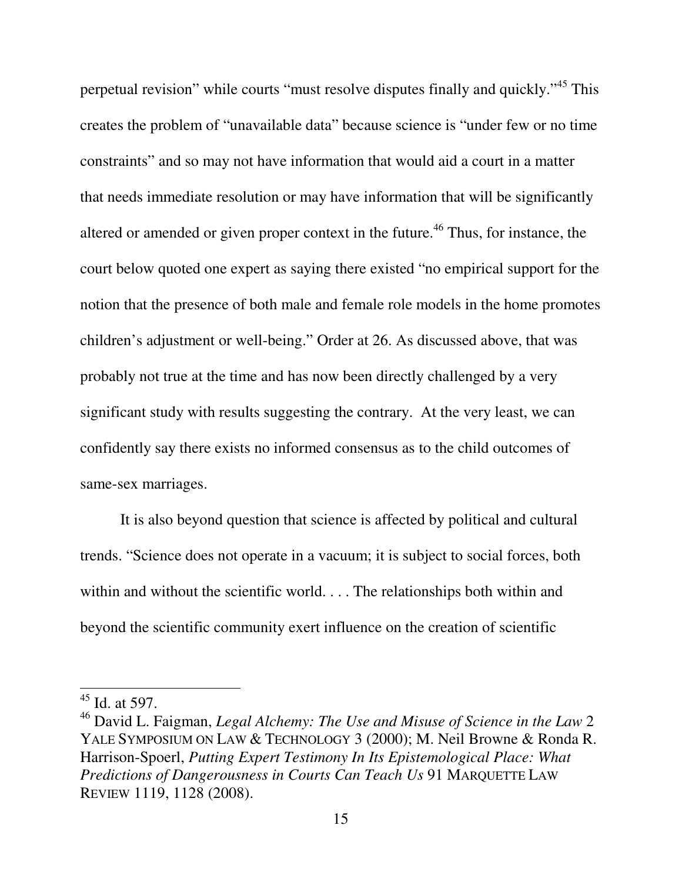perpetual revision" while courts "must resolve disputes finally and quickly."[45] This creates the problem of "unavailable data" because science is "under few or no time constraints" and so may not have information that would aid a court in a matter that needs immediate resolution or may have information that will be significantly altered or amended or given proper context in the future.[46] Thus, for instance, the court below quoted one expert as saying there existed "no empirical support for the notion that the presence of both male and female role models in the home promotes children's adjustment or well-being." Order at 26. As discussed above, that was probably not true at the time and has now been directly challenged by a very significant study with results suggesting the contrary. At the very least, we can confidently say there exists no informed consensus as to the child outcomes of same-sex marriages.

It is also beyond question that science is affected by political and cultural trends. "Science does not operate in a vacuum; it is subject to social forces, both within and without the scientific world. . . . The relationships both within and beyond the scientific community exert influence on the creation of scientific

---

[45] Id. at 597.

[46] David L. Faigman, *Legal Alchemy: The Use and Misuse of Science in the Law* 2 YALE SYMPOSIUM ON LAW & TECHNOLOGY 3 (2000); M. Neil Browne & Ronda R. Harrison-Spoerl, *Putting Expert Testimony In Its Epistemological Place: What Predictions of Dangerousness in Courts Can Teach Us* 91 MARQUETTE LAW REVIEW 1119, 1128 (2008).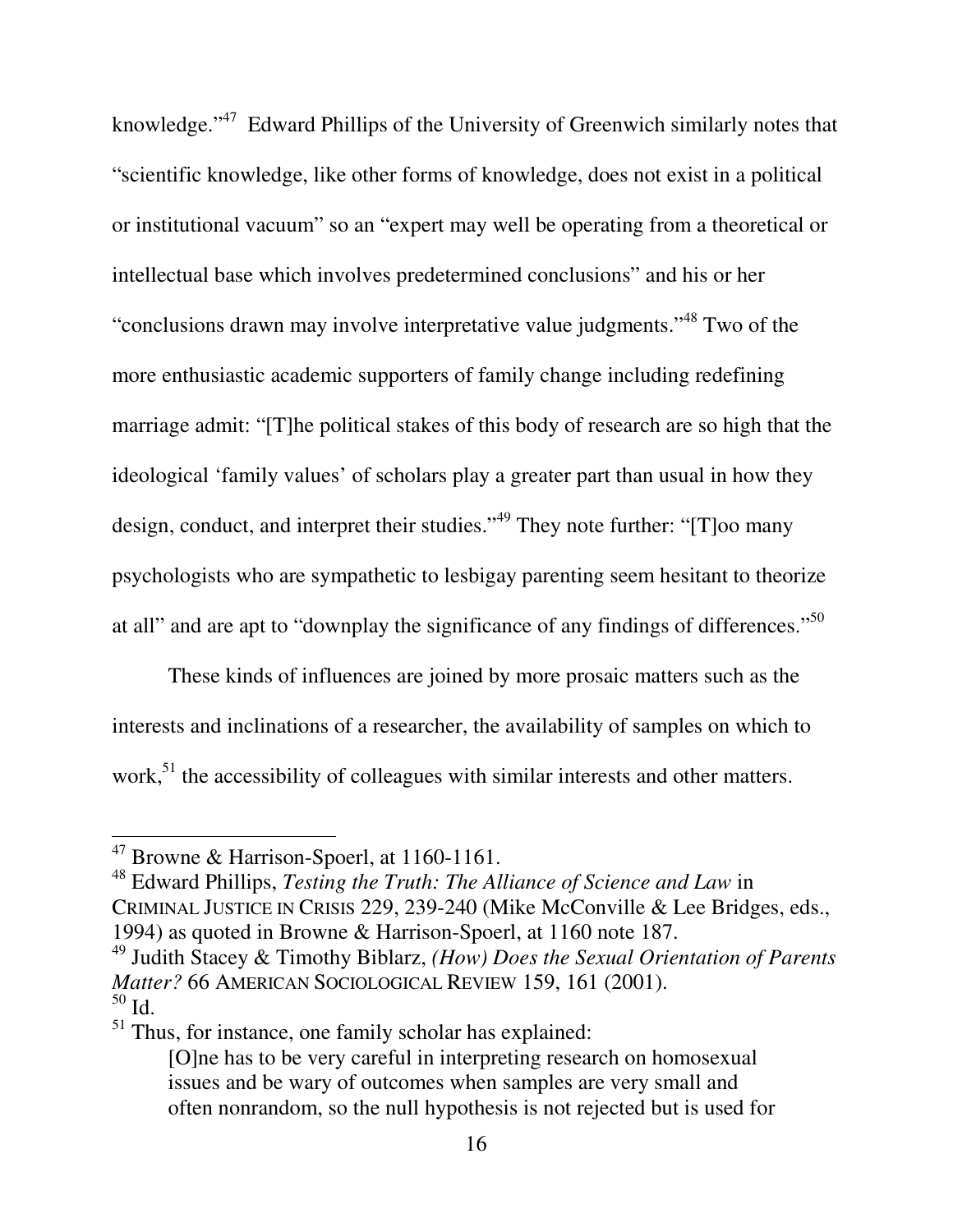knowledge."[47] Edward Phillips of the University of Greenwich similarly notes that "scientific knowledge, like other forms of knowledge, does not exist in a political or institutional vacuum" so an "expert may well be operating from a theoretical or intellectual base which involves predetermined conclusions" and his or her "conclusions drawn may involve interpretative value judgments."[48] Two of the more enthusiastic academic supporters of family change including redefining marriage admit: "[T]he political stakes of this body of research are so high that the ideological 'family values' of scholars play a greater part than usual in how they design, conduct, and interpret their studies."[49] They note further: "[T]oo many psychologists who are sympathetic to lesbigay parenting seem hesitant to theorize at all" and are apt to "downplay the significance of any findings of differences."[50]

These kinds of influences are joined by more prosaic matters such as the interests and inclinations of a researcher, the availability of samples on which to work,[51] the accessibility of colleagues with similar interests and other matters.

---

[47] Browne & Harrison-Spoerl, at 1160-1161.

[48] Edward Phillips, *Testing the Truth: The Alliance of Science and Law* in CRIMINAL JUSTICE IN CRISIS 229, 239-240 (Mike McConville & Lee Bridges, eds., 1994) as quoted in Browne & Harrison-Spoerl, at 1160 note 187.

[49] Judith Stacey & Timothy Biblarz, *(How) Does the Sexual Orientation of Parents Matter?* 66 AMERICAN SOCIOLOGICAL REVIEW 159, 161 (2001).

[50] Id.

[51] Thus, for instance, one family scholar has explained:

> [O]ne has to be very careful in interpreting research on homosexual issues and be wary of outcomes when samples are very small and often nonrandom, so the null hypothesis is not rejected but is used for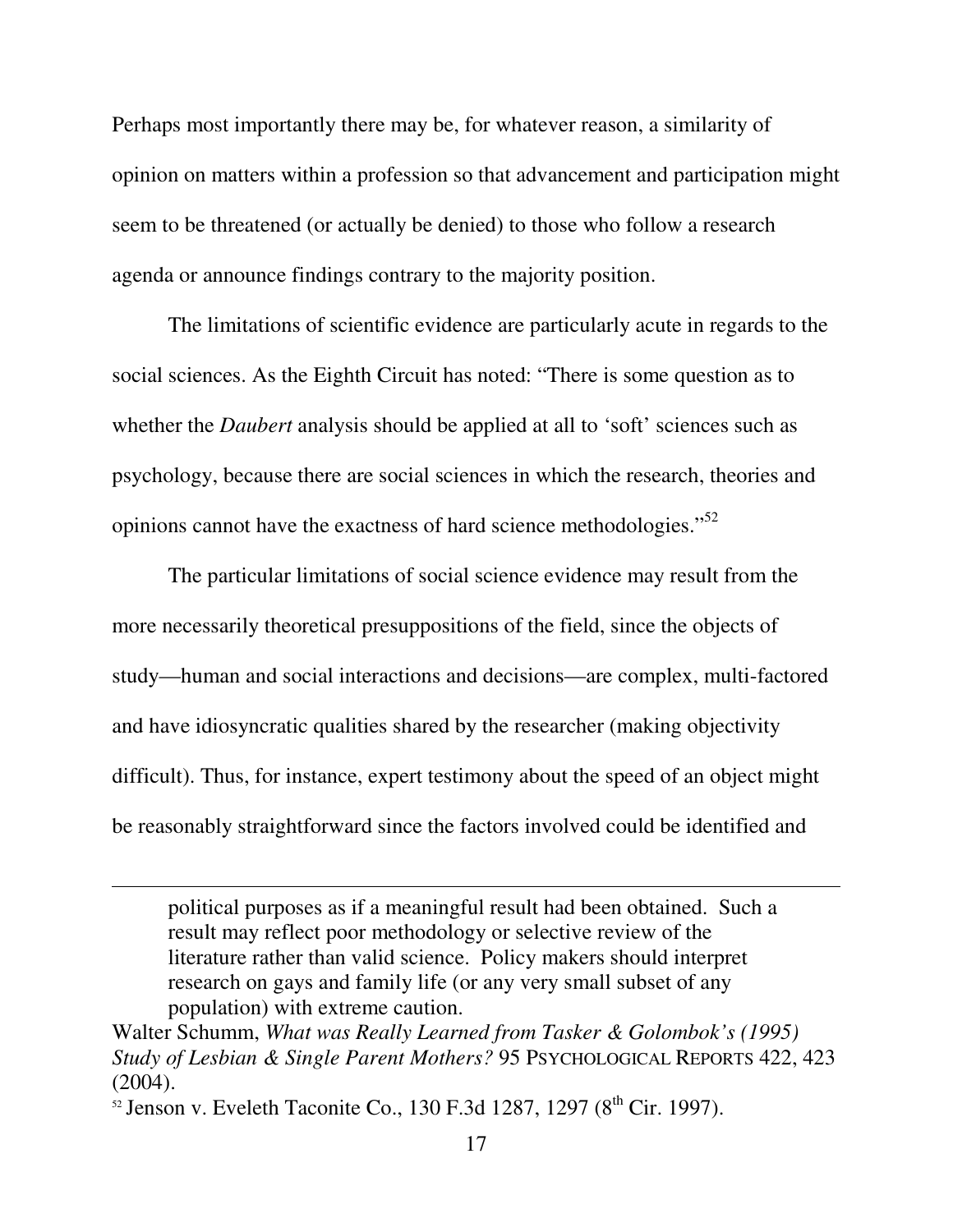Perhaps most importantly there may be, for whatever reason, a similarity of opinion on matters within a profession so that advancement and participation might seem to be threatened (or actually be denied) to those who follow a research agenda or announce findings contrary to the majority position.

The limitations of scientific evidence are particularly acute in regards to the social sciences. As the Eighth Circuit has noted: "There is some question as to whether the *Daubert* analysis should be applied at all to 'soft' sciences such as psychology, because there are social sciences in which the research, theories and opinions cannot have the exactness of hard science methodologies."[52]

The particular limitations of social science evidence may result from the more necessarily theoretical presuppositions of the field, since the objects of study—human and social interactions and decisions—are complex, multi-factored and have idiosyncratic qualities shared by the researcher (making objectivity difficult). Thus, for instance, expert testimony about the speed of an object might be reasonably straightforward since the factors involved could be identified and

---

> political purposes as if a meaningful result had been obtained. Such a result may reflect poor methodology or selective review of the literature rather than valid science. Policy makers should interpret research on gays and family life (or any very small subset of any population) with extreme caution.

Walter Schumm, *What was Really Learned from Tasker & Golombok's (1995) Study of Lesbian & Single Parent Mothers?* 95 PSYCHOLOGICAL REPORTS 422, 423 (2004).

[52] Jenson v. Eveleth Taconite Co., 130 F.3d 1287, 1297 (8th Cir. 1997).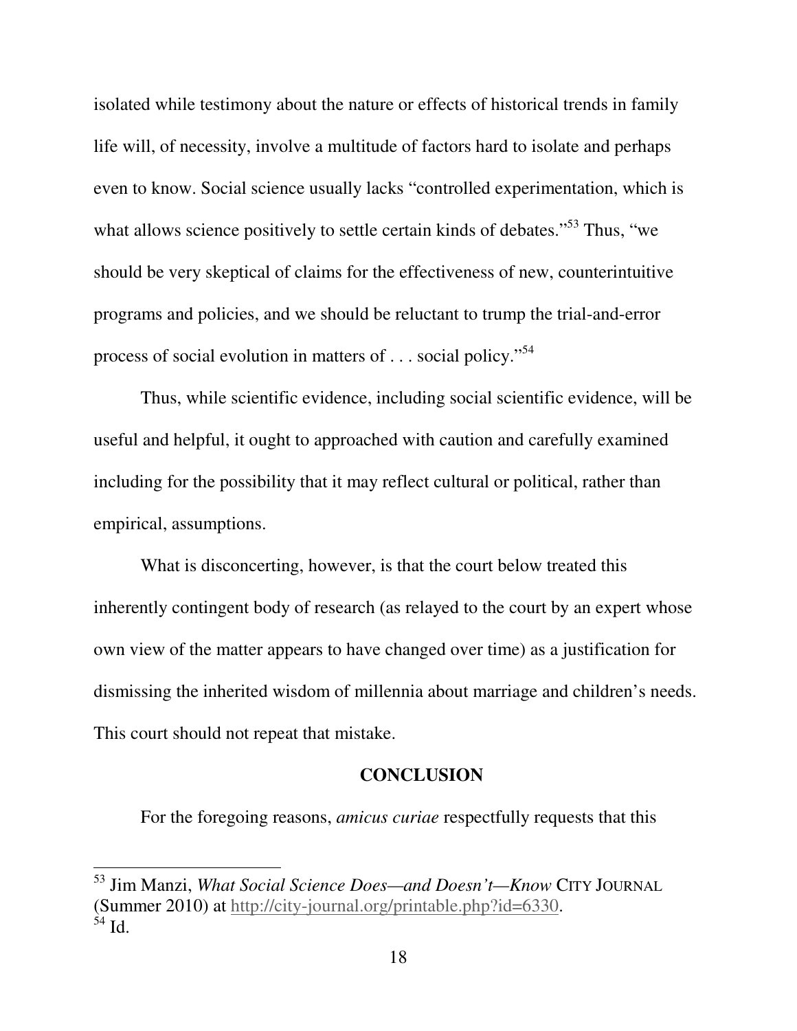isolated while testimony about the nature or effects of historical trends in family life will, of necessity, involve a multitude of factors hard to isolate and perhaps even to know. Social science usually lacks "controlled experimentation, which is what allows science positively to settle certain kinds of debates."[53] Thus, "we should be very skeptical of claims for the effectiveness of new, counterintuitive programs and policies, and we should be reluctant to trump the trial-and-error process of social evolution in matters of . . . social policy."[54]

Thus, while scientific evidence, including social scientific evidence, will be useful and helpful, it ought to approached with caution and carefully examined including for the possibility that it may reflect cultural or political, rather than empirical, assumptions.

What is disconcerting, however, is that the court below treated this inherently contingent body of research (as relayed to the court by an expert whose own view of the matter appears to have changed over time) as a justification for dismissing the inherited wisdom of millennia about marriage and children's needs. This court should not repeat that mistake.

## CONCLUSION

For the foregoing reasons, *amicus curiae* respectfully requests that this

---

[53] Jim Manzi, *What Social Science Does—and Doesn't—Know* CITY JOURNAL (Summer 2010) at http://city-journal.org/printable.php?id=6330.

[54] Id.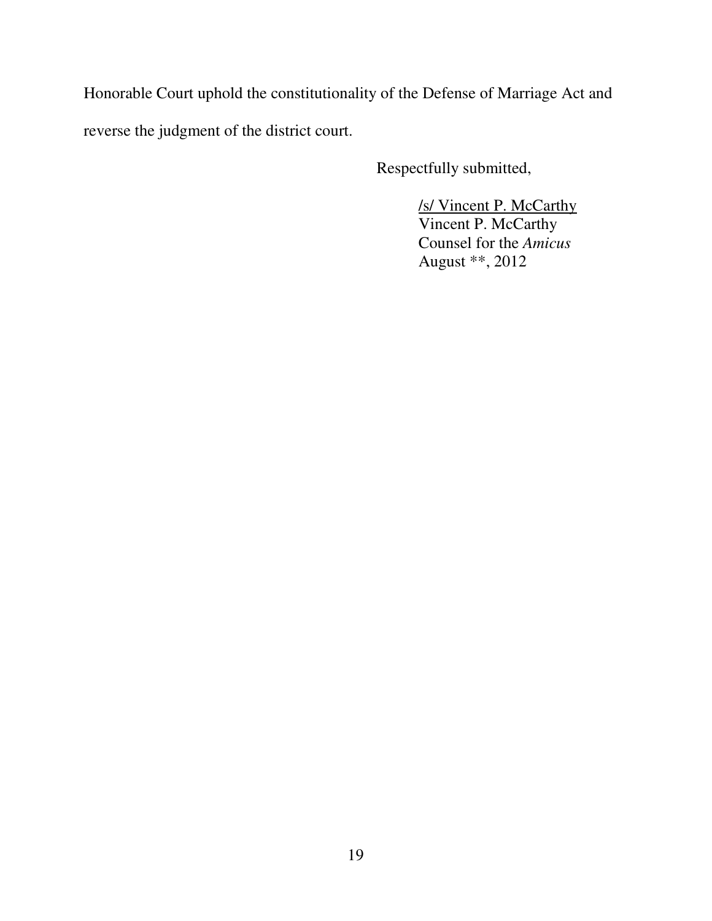Honorable Court uphold the constitutionality of the Defense of Marriage Act and reverse the judgment of the district court.

Respectfully submitted,

/s/ Vincent P. McCarthy
Vincent P. McCarthy
Counsel for the *Amicus*
August **, 2012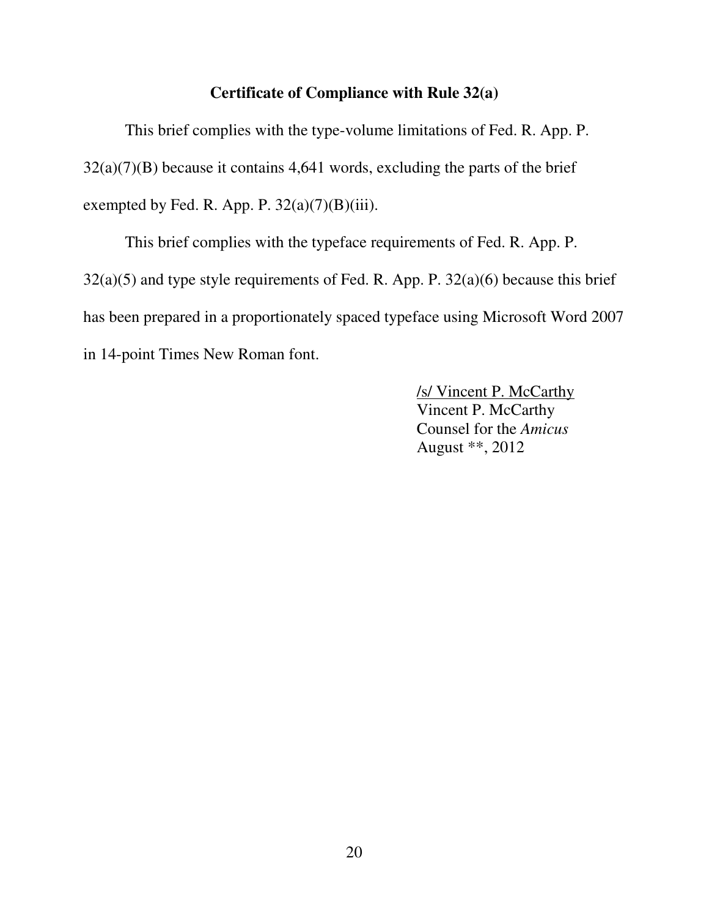## Certificate of Compliance with Rule 32(a)

This brief complies with the type-volume limitations of Fed. R. App. P. 32(a)(7)(B) because it contains 4,641 words, excluding the parts of the brief exempted by Fed. R. App. P. 32(a)(7)(B)(iii).

This brief complies with the typeface requirements of Fed. R. App. P. 32(a)(5) and type style requirements of Fed. R. App. P. 32(a)(6) because this brief has been prepared in a proportionately spaced typeface using Microsoft Word 2007 in 14-point Times New Roman font.

/s/ Vincent P. McCarthy
Vincent P. McCarthy
Counsel for the *Amicus*
August **, 2012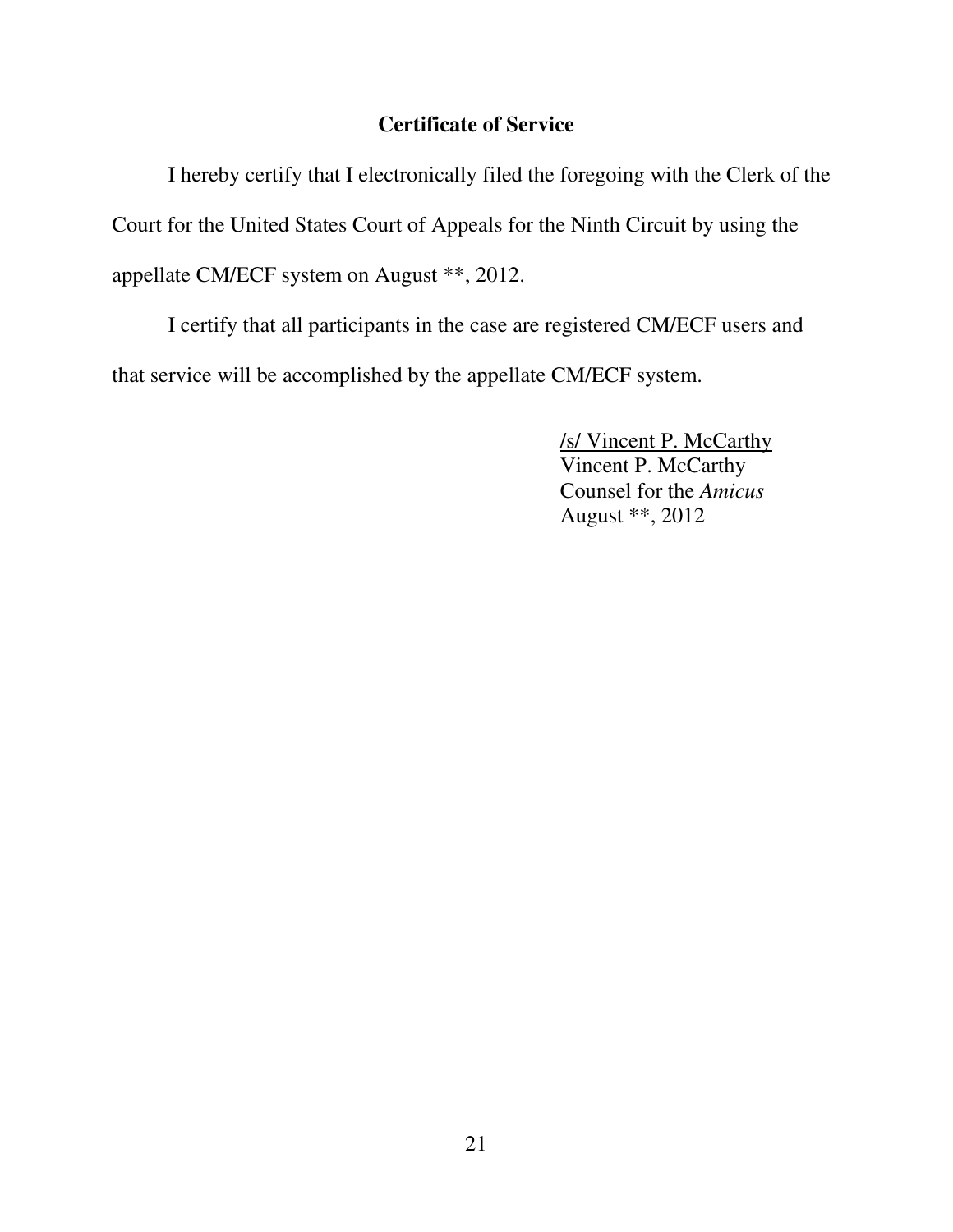## Certificate of Service

I hereby certify that I electronically filed the foregoing with the Clerk of the Court for the United States Court of Appeals for the Ninth Circuit by using the appellate CM/ECF system on August **, 2012.

I certify that all participants in the case are registered CM/ECF users and that service will be accomplished by the appellate CM/ECF system.

/s/ Vincent P. McCarthy
Vincent P. McCarthy
Counsel for the *Amicus*
August **, 2012